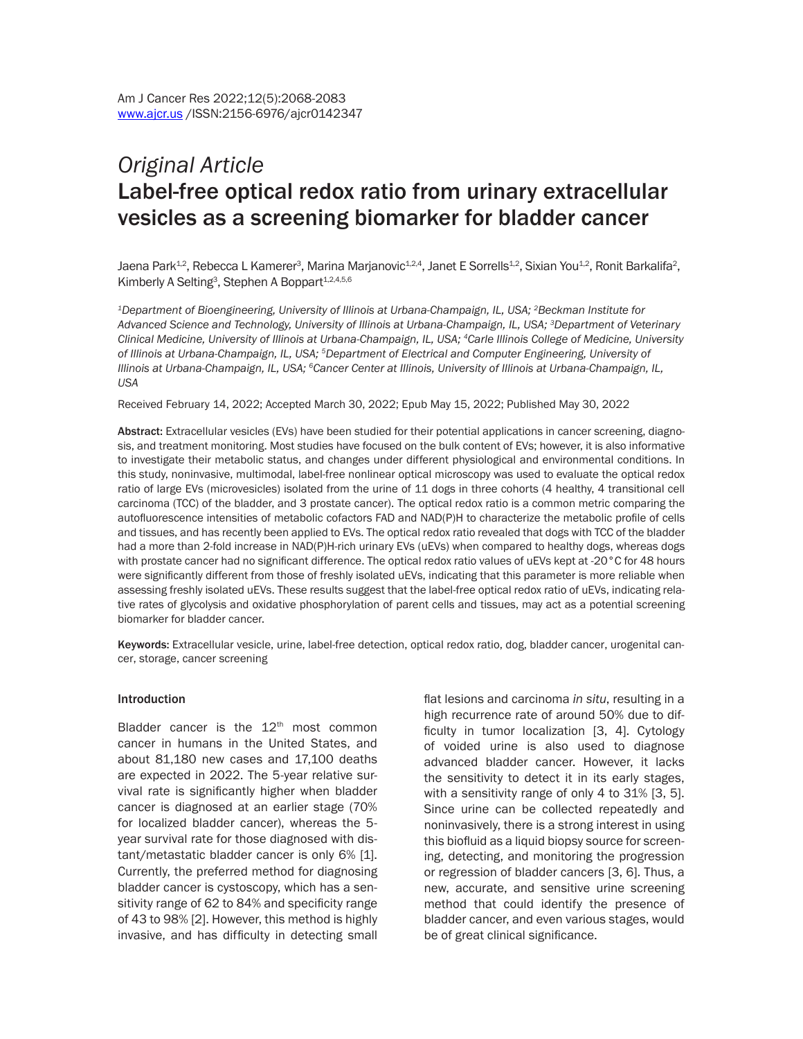*Original Article*

# Label-free optical redox ratio from urinary extracellular vesicles as a screening biomarker for bladder cancer

Jaena Park[1,2], Rebecca L Kamerer[3], Marina Marjanovic[1,2,4], Janet E Sorrells[1,2], Sixian You[1,2], Ronit Barkalifa[2], Kimberly A Selting[3], Stephen A Boppart[1,2,4,5,6]

*[1]Department of Bioengineering, University of Illinois at Urbana-Champaign, IL, USA; [2]Beckman Institute for Advanced Science and Technology, University of Illinois at Urbana-Champaign, IL, USA; [3]Department of Veterinary Clinical Medicine, University of Illinois at Urbana-Champaign, IL, USA; [4]Carle Illinois College of Medicine, University of Illinois at Urbana-Champaign, IL, USA; [5]Department of Electrical and Computer Engineering, University of Illinois at Urbana-Champaign, IL, USA; [6]Cancer Center at Illinois, University of Illinois at Urbana-Champaign, IL, USA*

Received February 14, 2022; Accepted March 30, 2022; Epub May 15, 2022; Published May 30, 2022

**Abstract:** Extracellular vesicles (EVs) have been studied for their potential applications in cancer screening, diagnosis, and treatment monitoring. Most studies have focused on the bulk content of EVs; however, it is also informative to investigate their metabolic status, and changes under different physiological and environmental conditions. In this study, noninvasive, multimodal, label-free nonlinear optical microscopy was used to evaluate the optical redox ratio of large EVs (microvesicles) isolated from the urine of 11 dogs in three cohorts (4 healthy, 4 transitional cell carcinoma (TCC) of the bladder, and 3 prostate cancer). The optical redox ratio is a common metric comparing the autofluorescence intensities of metabolic cofactors FAD and NAD(P)H to characterize the metabolic profile of cells and tissues, and has recently been applied to EVs. The optical redox ratio revealed that dogs with TCC of the bladder had a more than 2-fold increase in NAD(P)H-rich urinary EVs (uEVs) when compared to healthy dogs, whereas dogs with prostate cancer had no significant difference. The optical redox ratio values of uEVs kept at -20°C for 48 hours were significantly different from those of freshly isolated uEVs, indicating that this parameter is more reliable when assessing freshly isolated uEVs. These results suggest that the label-free optical redox ratio of uEVs, indicating relative rates of glycolysis and oxidative phosphorylation of parent cells and tissues, may act as a potential screening biomarker for bladder cancer.

**Keywords:** Extracellular vesicle, urine, label-free detection, optical redox ratio, dog, bladder cancer, urogenital cancer, storage, cancer screening

## Introduction

Bladder cancer is the 12th most common cancer in humans in the United States, and about 81,180 new cases and 17,100 deaths are expected in 2022. The 5-year relative survival rate is significantly higher when bladder cancer is diagnosed at an earlier stage (70% for localized bladder cancer), whereas the 5-year survival rate for those diagnosed with distant/metastatic bladder cancer is only 6% [1]. Currently, the preferred method for diagnosing bladder cancer is cystoscopy, which has a sensitivity range of 62 to 84% and specificity range of 43 to 98% [2]. However, this method is highly invasive, and has difficulty in detecting small flat lesions and carcinoma *in situ*, resulting in a high recurrence rate of around 50% due to difficulty in tumor localization [3, 4]. Cytology of voided urine is also used to diagnose advanced bladder cancer. However, it lacks the sensitivity to detect it in its early stages, with a sensitivity range of only 4 to 31% [3, 5]. Since urine can be collected repeatedly and noninvasively, there is a strong interest in using this biofluid as a liquid biopsy source for screening, detecting, and monitoring the progression or regression of bladder cancers [3, 6]. Thus, a new, accurate, and sensitive urine screening method that could identify the presence of bladder cancer, and even various stages, would be of great clinical significance.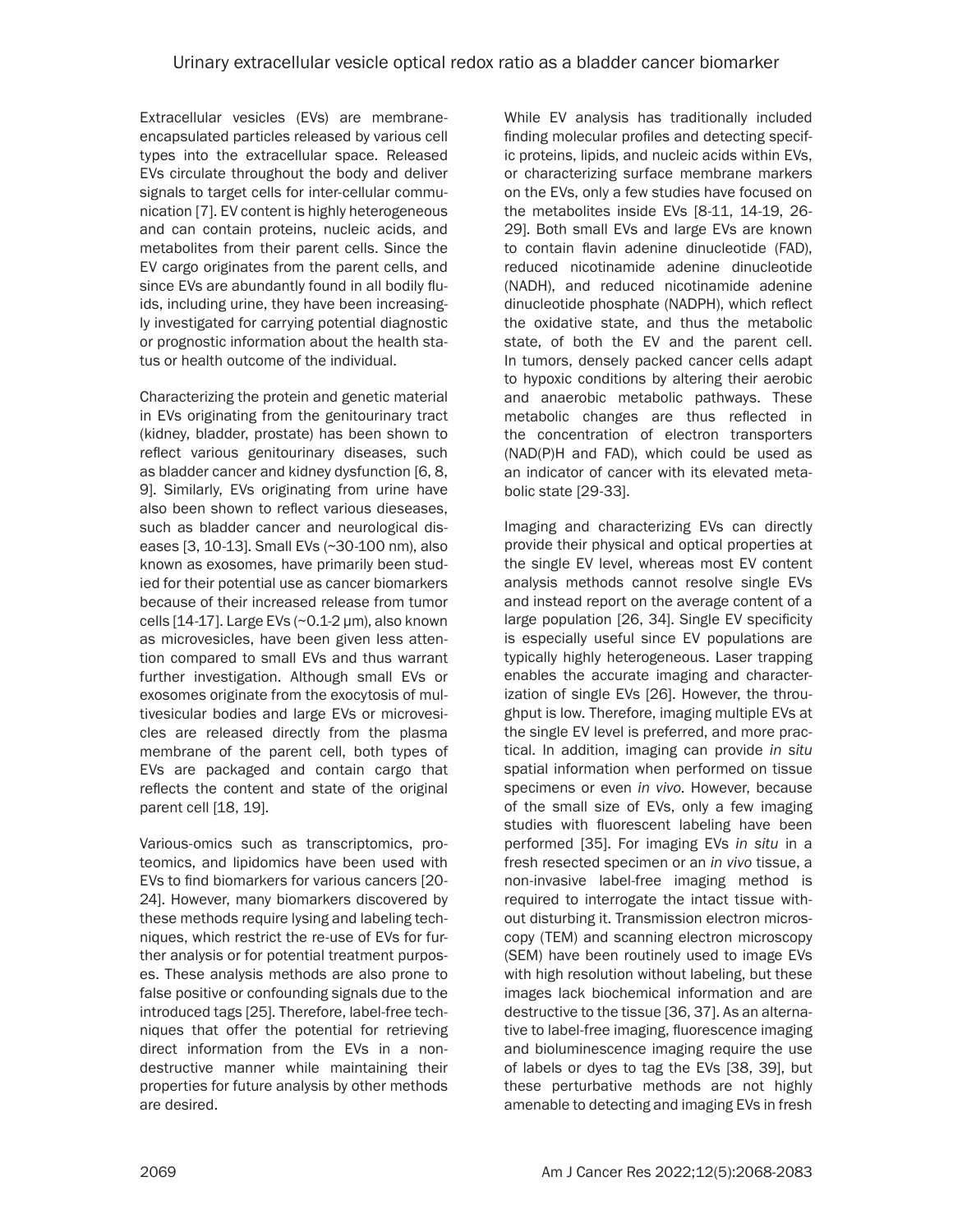Extracellular vesicles (EVs) are membrane-encapsulated particles released by various cell types into the extracellular space. Released EVs circulate throughout the body and deliver signals to target cells for inter-cellular communication [7]. EV content is highly heterogeneous and can contain proteins, nucleic acids, and metabolites from their parent cells. Since the EV cargo originates from the parent cells, and since EVs are abundantly found in all bodily fluids, including urine, they have been increasingly investigated for carrying potential diagnostic or prognostic information about the health status or health outcome of the individual.

Characterizing the protein and genetic material in EVs originating from the genitourinary tract (kidney, bladder, prostate) has been shown to reflect various genitourinary diseases, such as bladder cancer and kidney dysfunction [6, 8, 9]. Similarly, EVs originating from urine have also been shown to reflect various dieseases, such as bladder cancer and neurological diseases [3, 10-13]. Small EVs (~30-100 nm), also known as exosomes, have primarily been studied for their potential use as cancer biomarkers because of their increased release from tumor cells [14-17]. Large EVs (~0.1-2 μm), also known as microvesicles, have been given less attention compared to small EVs and thus warrant further investigation. Although small EVs or exosomes originate from the exocytosis of multivesicular bodies and large EVs or microvesicles are released directly from the plasma membrane of the parent cell, both types of EVs are packaged and contain cargo that reflects the content and state of the original parent cell [18, 19].

Various-omics such as transcriptomics, proteomics, and lipidomics have been used with EVs to find biomarkers for various cancers [20-24]. However, many biomarkers discovered by these methods require lysing and labeling techniques, which restrict the re-use of EVs for further analysis or for potential treatment purposes. These analysis methods are also prone to false positive or confounding signals due to the introduced tags [25]. Therefore, label-free techniques that offer the potential for retrieving direct information from the EVs in a non-destructive manner while maintaining their properties for future analysis by other methods are desired.

While EV analysis has traditionally included finding molecular profiles and detecting specific proteins, lipids, and nucleic acids within EVs, or characterizing surface membrane markers on the EVs, only a few studies have focused on the metabolites inside EVs [8-11, 14-19, 26-29]. Both small EVs and large EVs are known to contain flavin adenine dinucleotide (FAD), reduced nicotinamide adenine dinucleotide (NADH), and reduced nicotinamide adenine dinucleotide phosphate (NADPH), which reflect the oxidative state, and thus the metabolic state, of both the EV and the parent cell. In tumors, densely packed cancer cells adapt to hypoxic conditions by altering their aerobic and anaerobic metabolic pathways. These metabolic changes are thus reflected in the concentration of electron transporters (NAD(P)H and FAD), which could be used as an indicator of cancer with its elevated metabolic state [29-33].

Imaging and characterizing EVs can directly provide their physical and optical properties at the single EV level, whereas most EV content analysis methods cannot resolve single EVs and instead report on the average content of a large population [26, 34]. Single EV specificity is especially useful since EV populations are typically highly heterogeneous. Laser trapping enables the accurate imaging and characterization of single EVs [26]. However, the throughput is low. Therefore, imaging multiple EVs at the single EV level is preferred, and more practical. In addition, imaging can provide *in situ* spatial information when performed on tissue specimens or even *in vivo*. However, because of the small size of EVs, only a few imaging studies with fluorescent labeling have been performed [35]. For imaging EVs *in situ* in a fresh resected specimen or an *in vivo* tissue, a non-invasive label-free imaging method is required to interrogate the intact tissue without disturbing it. Transmission electron microscopy (TEM) and scanning electron microscopy (SEM) have been routinely used to image EVs with high resolution without labeling, but these images lack biochemical information and are destructive to the tissue [36, 37]. As an alternative to label-free imaging, fluorescence imaging and bioluminescence imaging require the use of labels or dyes to tag the EVs [38, 39], but these perturbative methods are not highly amenable to detecting and imaging EVs in fresh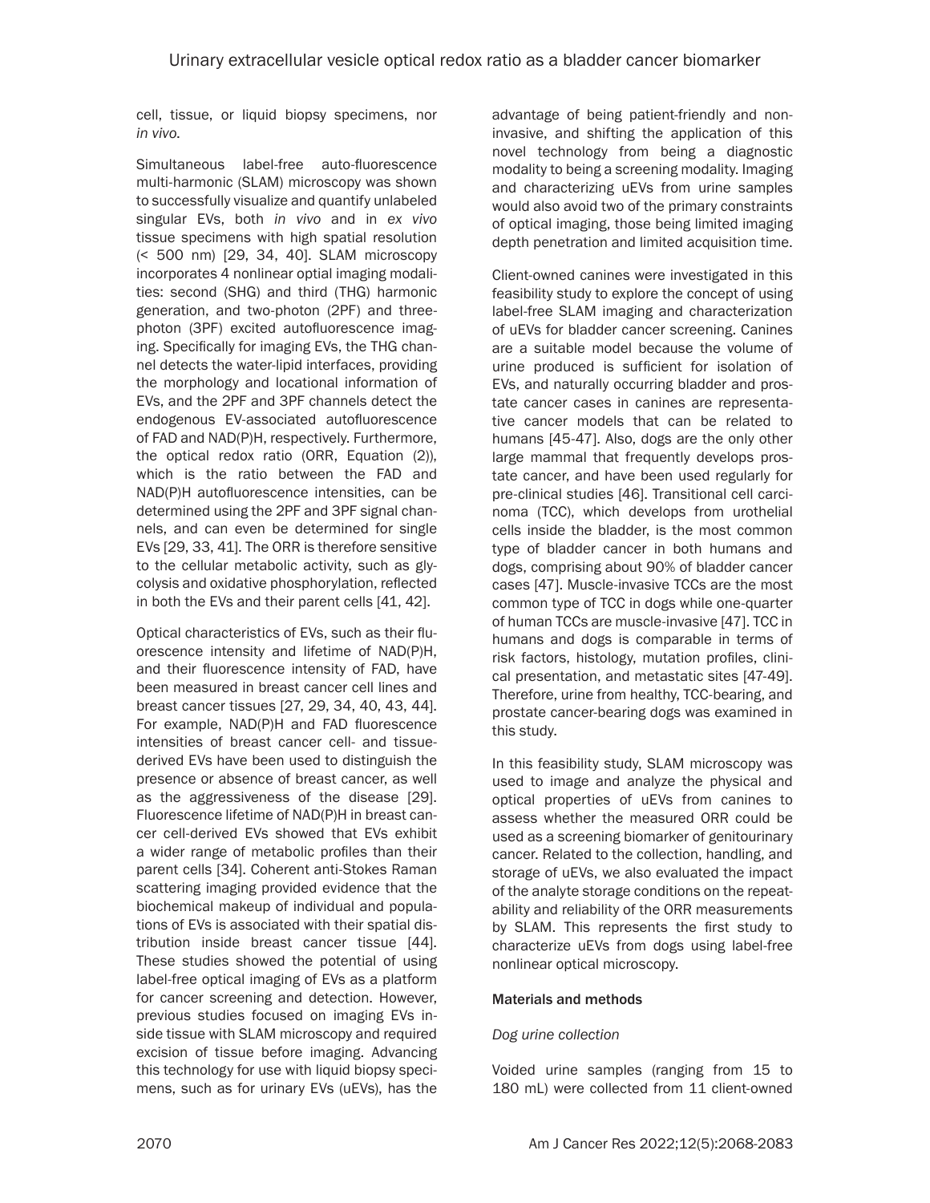cell, tissue, or liquid biopsy specimens, nor *in vivo*.

Simultaneous label-free auto-fluorescence multi-harmonic (SLAM) microscopy was shown to successfully visualize and quantify unlabeled singular EVs, both *in vivo* and in *ex vivo* tissue specimens with high spatial resolution (< 500 nm) [29, 34, 40]. SLAM microscopy incorporates 4 nonlinear optial imaging modalities: second (SHG) and third (THG) harmonic generation, and two-photon (2PF) and three-photon (3PF) excited autofluorescence imaging. Specifically for imaging EVs, the THG channel detects the water-lipid interfaces, providing the morphology and locational information of EVs, and the 2PF and 3PF channels detect the endogenous EV-associated autofluorescence of FAD and NAD(P)H, respectively. Furthermore, the optical redox ratio (ORR, Equation (2)), which is the ratio between the FAD and NAD(P)H autofluorescence intensities, can be determined using the 2PF and 3PF signal channels, and can even be determined for single EVs [29, 33, 41]. The ORR is therefore sensitive to the cellular metabolic activity, such as glycolysis and oxidative phosphorylation, reflected in both the EVs and their parent cells [41, 42].

Optical characteristics of EVs, such as their fluorescence intensity and lifetime of NAD(P)H, and their fluorescence intensity of FAD, have been measured in breast cancer cell lines and breast cancer tissues [27, 29, 34, 40, 43, 44]. For example, NAD(P)H and FAD fluorescence intensities of breast cancer cell- and tissue-derived EVs have been used to distinguish the presence or absence of breast cancer, as well as the aggressiveness of the disease [29]. Fluorescence lifetime of NAD(P)H in breast cancer cell-derived EVs showed that EVs exhibit a wider range of metabolic profiles than their parent cells [34]. Coherent anti-Stokes Raman scattering imaging provided evidence that the biochemical makeup of individual and populations of EVs is associated with their spatial distribution inside breast cancer tissue [44]. These studies showed the potential of using label-free optical imaging of EVs as a platform for cancer screening and detection. However, previous studies focused on imaging EVs inside tissue with SLAM microscopy and required excision of tissue before imaging. Advancing this technology for use with liquid biopsy specimens, such as for urinary EVs (uEVs), has the advantage of being patient-friendly and noninvasive, and shifting the application of this novel technology from being a diagnostic modality to being a screening modality. Imaging and characterizing uEVs from urine samples would also avoid two of the primary constraints of optical imaging, those being limited imaging depth penetration and limited acquisition time.

Client-owned canines were investigated in this feasibility study to explore the concept of using label-free SLAM imaging and characterization of uEVs for bladder cancer screening. Canines are a suitable model because the volume of urine produced is sufficient for isolation of EVs, and naturally occurring bladder and prostate cancer cases in canines are representative cancer models that can be related to humans [45-47]. Also, dogs are the only other large mammal that frequently develops prostate cancer, and have been used regularly for pre-clinical studies [46]. Transitional cell carcinoma (TCC), which develops from urothelial cells inside the bladder, is the most common type of bladder cancer in both humans and dogs, comprising about 90% of bladder cancer cases [47]. Muscle-invasive TCCs are the most common type of TCC in dogs while one-quarter of human TCCs are muscle-invasive [47]. TCC in humans and dogs is comparable in terms of risk factors, histology, mutation profiles, clinical presentation, and metastatic sites [47-49]. Therefore, urine from healthy, TCC-bearing, and prostate cancer-bearing dogs was examined in this study.

In this feasibility study, SLAM microscopy was used to image and analyze the physical and optical properties of uEVs from canines to assess whether the measured ORR could be used as a screening biomarker of genitourinary cancer. Related to the collection, handling, and storage of uEVs, we also evaluated the impact of the analyte storage conditions on the repeatability and reliability of the ORR measurements by SLAM. This represents the first study to characterize uEVs from dogs using label-free nonlinear optical microscopy.

## Materials and methods

### *Dog urine collection*

Voided urine samples (ranging from 15 to 180 mL) were collected from 11 client-owned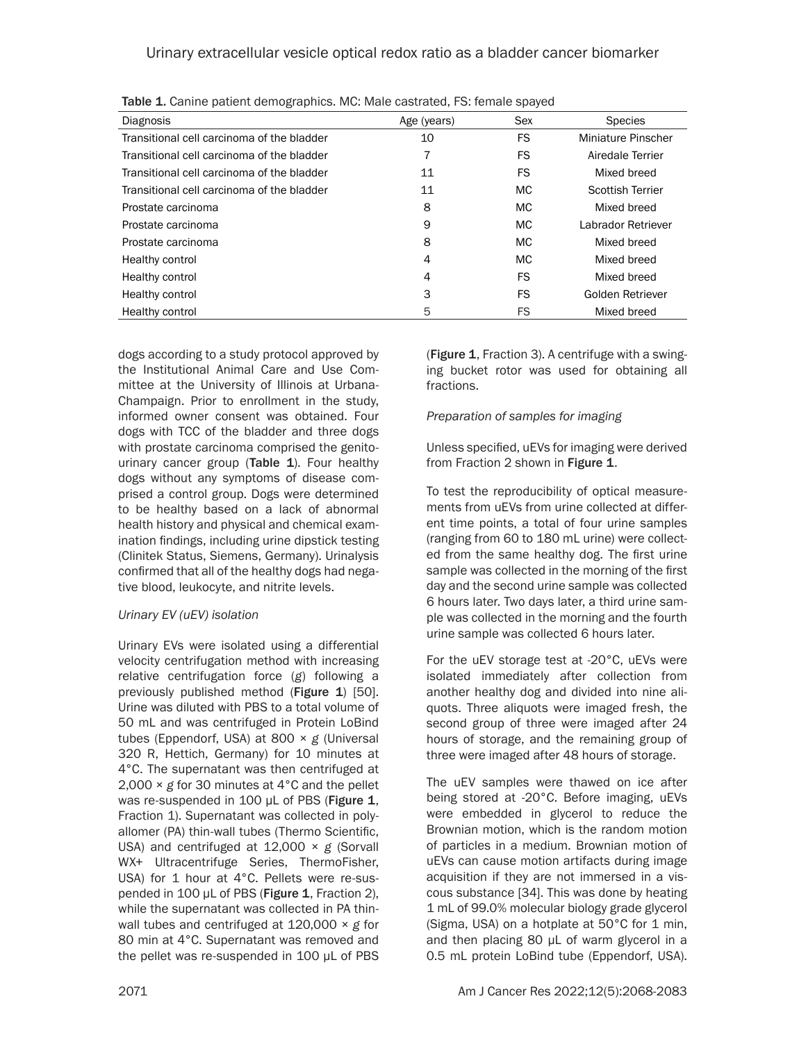Table 1. Canine patient demographics. MC: Male castrated, FS: female spayed

| Diagnosis | Age (years) | Sex | Species |
|---|---|---|---|
| Transitional cell carcinoma of the bladder | 10 | FS | Miniature Pinscher |
| Transitional cell carcinoma of the bladder | 7 | FS | Airedale Terrier |
| Transitional cell carcinoma of the bladder | 11 | FS | Mixed breed |
| Transitional cell carcinoma of the bladder | 11 | MC | Scottish Terrier |
| Prostate carcinoma | 8 | MC | Mixed breed |
| Prostate carcinoma | 9 | MC | Labrador Retriever |
| Prostate carcinoma | 8 | MC | Mixed breed |
| Healthy control | 4 | MC | Mixed breed |
| Healthy control | 4 | FS | Mixed breed |
| Healthy control | 3 | FS | Golden Retriever |
| Healthy control | 5 | FS | Mixed breed |

dogs according to a study protocol approved by the Institutional Animal Care and Use Committee at the University of Illinois at Urbana-Champaign. Prior to enrollment in the study, informed owner consent was obtained. Four dogs with TCC of the bladder and three dogs with prostate carcinoma comprised the genitourinary cancer group (**Table 1**). Four healthy dogs without any symptoms of disease comprised a control group. Dogs were determined to be healthy based on a lack of abnormal health history and physical and chemical examination findings, including urine dipstick testing (Clinitek Status, Siemens, Germany). Urinalysis confirmed that all of the healthy dogs had negative blood, leukocyte, and nitrite levels.

*Urinary EV (uEV) isolation*

Urinary EVs were isolated using a differential velocity centrifugation method with increasing relative centrifugation force (*g*) following a previously published method (**Figure 1**) [50]. Urine was diluted with PBS to a total volume of 50 mL and was centrifuged in Protein LoBind tubes (Eppendorf, USA) at 800 × *g* (Universal 320 R, Hettich, Germany) for 10 minutes at 4°C. The supernatant was then centrifuged at 2,000 × *g* for 30 minutes at 4°C and the pellet was re-suspended in 100 μL of PBS (**Figure 1**, Fraction 1). Supernatant was collected in polyallomer (PA) thin-wall tubes (Thermo Scientific, USA) and centrifuged at 12,000 × *g* (Sorvall WX+ Ultracentrifuge Series, ThermoFisher, USA) for 1 hour at 4°C. Pellets were re-suspended in 100 μL of PBS (**Figure 1**, Fraction 2), while the supernatant was collected in PA thin-wall tubes and centrifuged at 120,000 × *g* for 80 min at 4°C. Supernatant was removed and the pellet was re-suspended in 100 μL of PBS (**Figure 1**, Fraction 3). A centrifuge with a swinging bucket rotor was used for obtaining all fractions.

*Preparation of samples for imaging*

Unless specified, uEVs for imaging were derived from Fraction 2 shown in **Figure 1**.

To test the reproducibility of optical measurements from uEVs from urine collected at different time points, a total of four urine samples (ranging from 60 to 180 mL urine) were collected from the same healthy dog. The first urine sample was collected in the morning of the first day and the second urine sample was collected 6 hours later. Two days later, a third urine sample was collected in the morning and the fourth urine sample was collected 6 hours later.

For the uEV storage test at -20°C, uEVs were isolated immediately after collection from another healthy dog and divided into nine aliquots. Three aliquots were imaged fresh, the second group of three were imaged after 24 hours of storage, and the remaining group of three were imaged after 48 hours of storage.

The uEV samples were thawed on ice after being stored at -20°C. Before imaging, uEVs were embedded in glycerol to reduce the Brownian motion, which is the random motion of particles in a medium. Brownian motion of uEVs can cause motion artifacts during image acquisition if they are not immersed in a viscous substance [34]. This was done by heating 1 mL of 99.0% molecular biology grade glycerol (Sigma, USA) on a hotplate at 50°C for 1 min, and then placing 80 μL of warm glycerol in a 0.5 mL protein LoBind tube (Eppendorf, USA).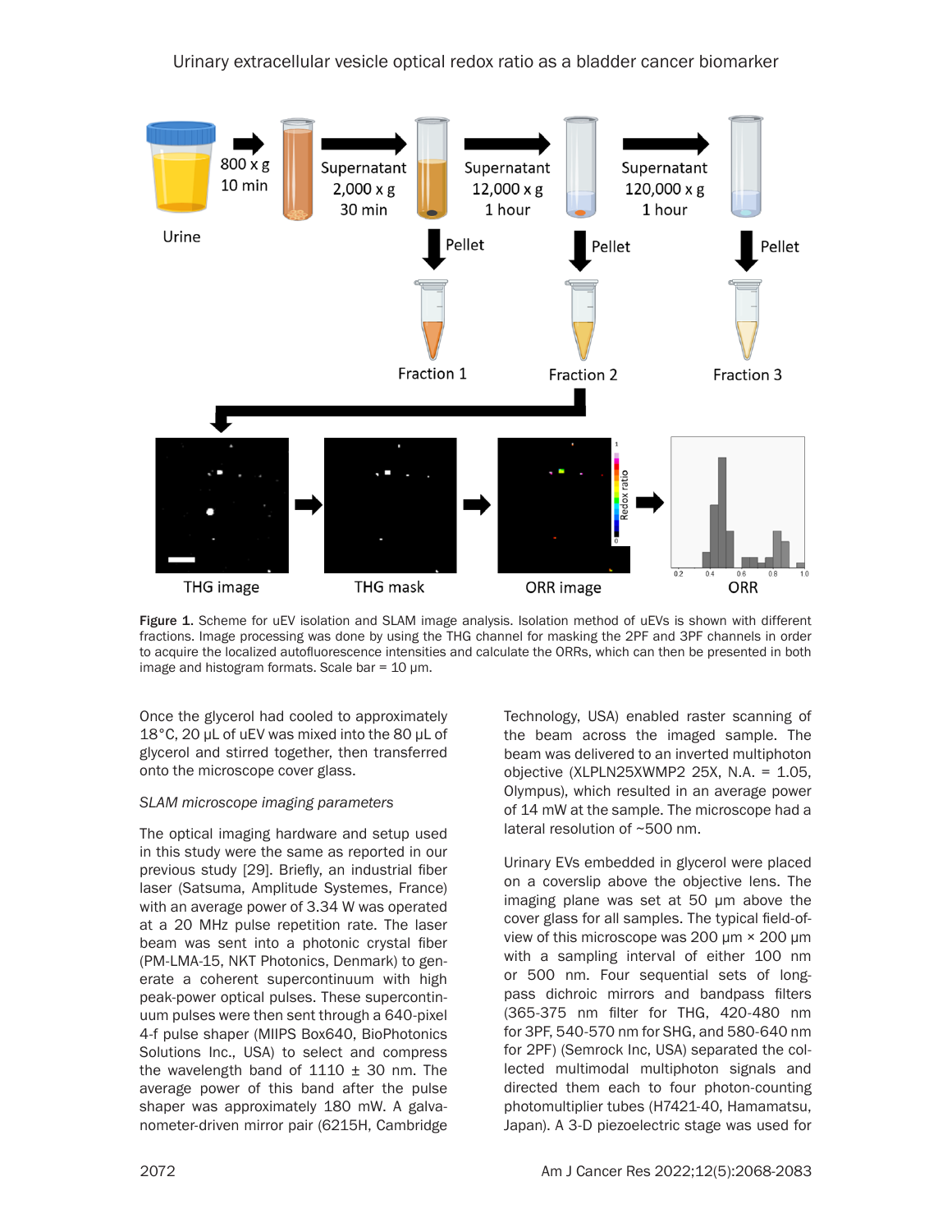Urine

800 x g
10 min

Supernatant
2,000 x g
30 min

Supernatant
12,000 x g
1 hour

Supernatant
120,000 x g
1 hour

Pellet

Pellet

Pellet

Fraction 1

Fraction 2

Fraction 3

THG image

THG mask

ORR image

Redox ratio

1

0

ORR

0.2 0.4 0.6 0.8 1.0

Figure 1. Scheme for uEV isolation and SLAM image analysis. Isolation method of uEVs is shown with different fractions. Image processing was done by using the THG channel for masking the 2PF and 3PF channels in order to acquire the localized autofluorescence intensities and calculate the ORRs, which can then be presented in both image and histogram formats. Scale bar = 10 μm.

Once the glycerol had cooled to approximately 18°C, 20 μL of uEV was mixed into the 80 μL of glycerol and stirred together, then transferred onto the microscope cover glass.

*SLAM microscope imaging parameters*

The optical imaging hardware and setup used in this study were the same as reported in our previous study [29]. Briefly, an industrial fiber laser (Satsuma, Amplitude Systemes, France) with an average power of 3.34 W was operated at a 20 MHz pulse repetition rate. The laser beam was sent into a photonic crystal fiber (PM-LMA-15, NKT Photonics, Denmark) to generate a coherent supercontinuum with high peak-power optical pulses. These supercontinuum pulses were then sent through a 640-pixel 4-f pulse shaper (MIIPS Box640, BioPhotonics Solutions Inc., USA) to select and compress the wavelength band of 1110 ± 30 nm. The average power of this band after the pulse shaper was approximately 180 mW. A galvanometer-driven mirror pair (6215H, Cambridge Technology, USA) enabled raster scanning of the beam across the imaged sample. The beam was delivered to an inverted multiphoton objective (XLPLN25XWMP2 25X, N.A. = 1.05, Olympus), which resulted in an average power of 14 mW at the sample. The microscope had a lateral resolution of ~500 nm.

Urinary EVs embedded in glycerol were placed on a coverslip above the objective lens. The imaging plane was set at 50 μm above the cover glass for all samples. The typical field-of-view of this microscope was 200 μm × 200 μm with a sampling interval of either 100 nm or 500 nm. Four sequential sets of long-pass dichroic mirrors and bandpass filters (365-375 nm filter for THG, 420-480 nm for 3PF, 540-570 nm for SHG, and 580-640 nm for 2PF) (Semrock Inc, USA) separated the collected multimodal multiphoton signals and directed them each to four photon-counting photomultiplier tubes (H7421-40, Hamamatsu, Japan). A 3-D piezoelectric stage was used for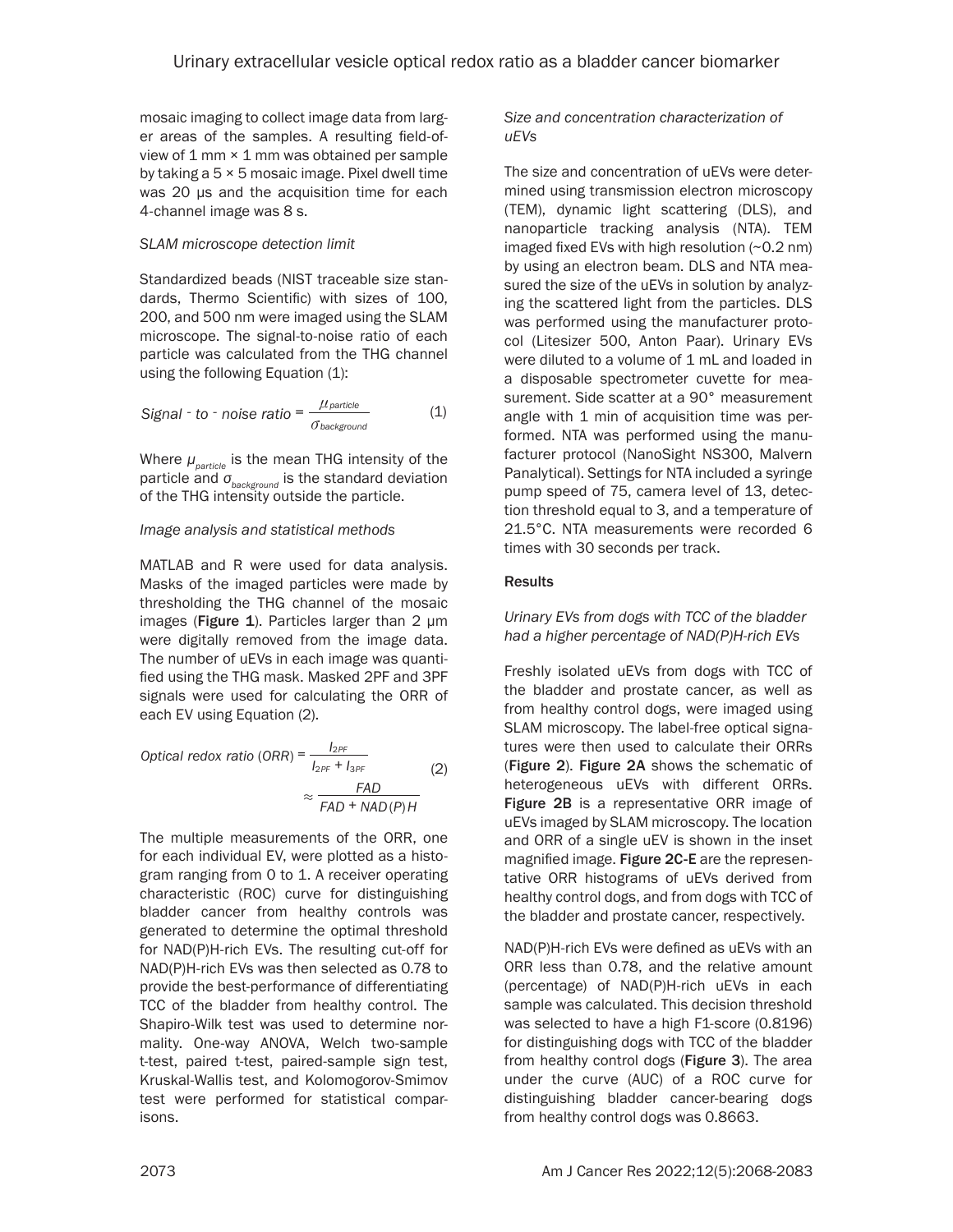mosaic imaging to collect image data from larger areas of the samples. A resulting field-of-view of 1 mm × 1 mm was obtained per sample by taking a 5 × 5 mosaic image. Pixel dwell time was 20 μs and the acquisition time for each 4-channel image was 8 s.

*SLAM microscope detection limit*

Standardized beads (NIST traceable size standards, Thermo Scientific) with sizes of 100, 200, and 500 nm were imaged using the SLAM microscope. The signal-to-noise ratio of each particle was calculated from the THG channel using the following Equation (1):

$$\textit{Signal - to - noise ratio} = \frac{\mu_{particle}}{\sigma_{background}} \quad (1)$$

Where $\mu_{particle}$ is the mean THG intensity of the particle and $\sigma_{background}$ is the standard deviation of the THG intensity outside the particle.

*Image analysis and statistical methods*

MATLAB and R were used for data analysis. Masks of the imaged particles were made by thresholding the THG channel of the mosaic images (**Figure 1**). Particles larger than 2 μm were digitally removed from the image data. The number of uEVs in each image was quantified using the THG mask. Masked 2PF and 3PF signals were used for calculating the ORR of each EV using Equation (2).

$$\textit{Optical redox ratio (ORR)} = \frac{I_{2PF}}{I_{2PF} + I_{3PF}} \approx \frac{FAD}{FAD + NAD(P)H} \quad (2)$$

The multiple measurements of the ORR, one for each individual EV, were plotted as a histogram ranging from 0 to 1. A receiver operating characteristic (ROC) curve for distinguishing bladder cancer from healthy controls was generated to determine the optimal threshold for NAD(P)H-rich EVs. The resulting cut-off for NAD(P)H-rich EVs was then selected as 0.78 to provide the best-performance of differentiating TCC of the bladder from healthy control. The Shapiro-Wilk test was used to determine normality. One-way ANOVA, Welch two-sample t-test, paired t-test, paired-sample sign test, Kruskal-Wallis test, and Kolomogorov-Smimov test were performed for statistical comparisons.

*Size and concentration characterization of uEVs*

The size and concentration of uEVs were determined using transmission electron microscopy (TEM), dynamic light scattering (DLS), and nanoparticle tracking analysis (NTA). TEM imaged fixed EVs with high resolution (~0.2 nm) by using an electron beam. DLS and NTA measured the size of the uEVs in solution by analyzing the scattered light from the particles. DLS was performed using the manufacturer protocol (Litesizer 500, Anton Paar). Urinary EVs were diluted to a volume of 1 mL and loaded in a disposable spectrometer cuvette for measurement. Side scatter at a 90° measurement angle with 1 min of acquisition time was performed. NTA was performed using the manufacturer protocol (NanoSight NS300, Malvern Panalytical). Settings for NTA included a syringe pump speed of 75, camera level of 13, detection threshold equal to 3, and a temperature of 21.5°C. NTA measurements were recorded 6 times with 30 seconds per track.

## Results

*Urinary EVs from dogs with TCC of the bladder had a higher percentage of NAD(P)H-rich EVs*

Freshly isolated uEVs from dogs with TCC of the bladder and prostate cancer, as well as from healthy control dogs, were imaged using SLAM microscopy. The label-free optical signatures were then used to calculate their ORRs (**Figure 2**). **Figure 2A** shows the schematic of heterogeneous uEVs with different ORRs. **Figure 2B** is a representative ORR image of uEVs imaged by SLAM microscopy. The location and ORR of a single uEV is shown in the inset magnified image. **Figure 2C-E** are the representative ORR histograms of uEVs derived from healthy control dogs, and from dogs with TCC of the bladder and prostate cancer, respectively.

NAD(P)H-rich EVs were defined as uEVs with an ORR less than 0.78, and the relative amount (percentage) of NAD(P)H-rich uEVs in each sample was calculated. This decision threshold was selected to have a high F1-score (0.8196) for distinguishing dogs with TCC of the bladder from healthy control dogs (**Figure 3**). The area under the curve (AUC) of a ROC curve for distinguishing bladder cancer-bearing dogs from healthy control dogs was 0.8663.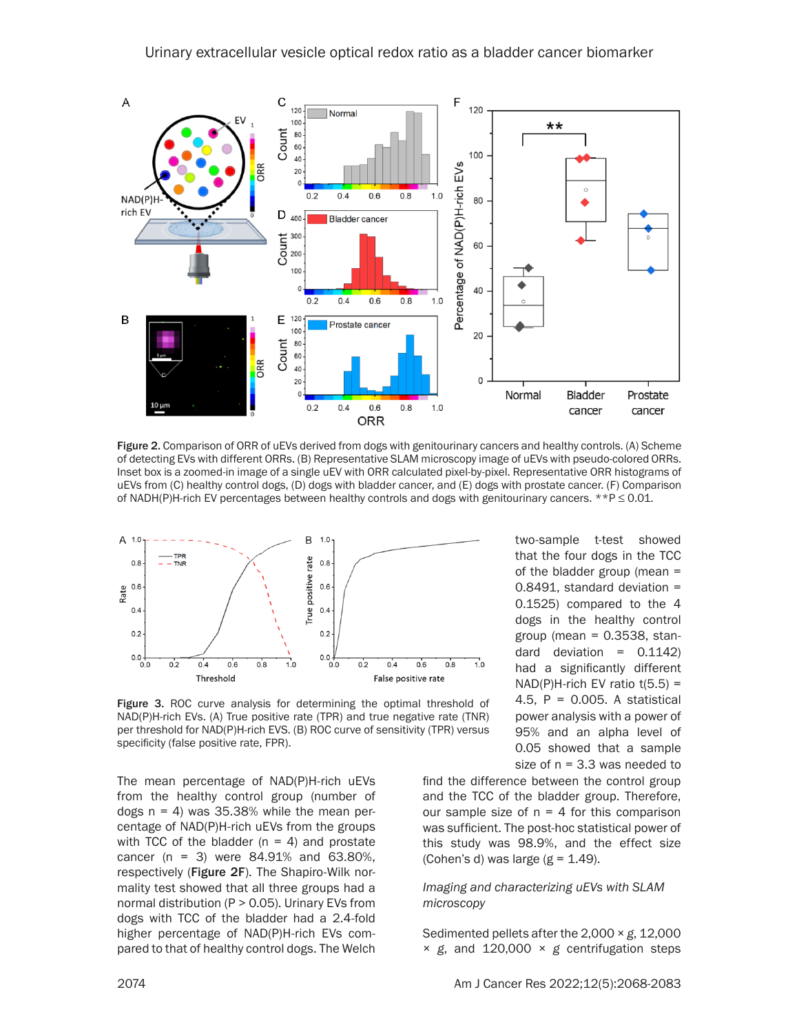A

EV

NAD(P)H-rich EV

ORR

B

10 μm

1 μm

ORR

C

Normal

Count

120
100
80
60
40
20
0

0.2 0.4 0.6 0.8 1.0

D

Bladder cancer

Count

400
300
200
100
0

0.2 0.4 0.6 0.8 1.0

E

Prostate cancer

Count

120
100
80
60
40
20
0

0.2 0.4 0.6 0.8 1.0

ORR

F

Percentage of NAD(P)H-rich EVs

120
100
80
60
40
20
0

**

Normal

Bladder cancer

Prostate cancer

Figure 2. Comparison of ORR of uEVs derived from dogs with genitourinary cancers and healthy controls. (A) Scheme of detecting EVs with different ORRs. (B) Representative SLAM microscopy image of uEVs with pseudo-colored ORRs. Inset box is a zoomed-in image of a single uEV with ORR calculated pixel-by-pixel. Representative ORR histograms of uEVs from (C) healthy control dogs, (D) dogs with bladder cancer, and (E) dogs with prostate cancer. (F) Comparison of NADH(P)H-rich EV percentages between healthy controls and dogs with genitourinary cancers. **P ≤ 0.01.

A

TPR
TNR

Rate

1.0
0.8
0.6
0.4
0.2
0.0

0.0 0.2 0.4 0.6 0.8 1.0

Threshold

B

True positive rate

1.0
0.8
0.6
0.4
0.2
0.0

0.0 0.2 0.4 0.6 0.8 1.0

False positive rate

Figure 3. ROC curve analysis for determining the optimal threshold of NAD(P)H-rich EVs. (A) True positive rate (TPR) and true negative rate (TNR) per threshold for NAD(P)H-rich EVS. (B) ROC curve of sensitivity (TPR) versus specificity (false positive rate, FPR).

The mean percentage of NAD(P)H-rich uEVs from the healthy control group (number of dogs n = 4) was 35.38% while the mean percentage of NAD(P)H-rich uEVs from the groups with TCC of the bladder (n = 4) and prostate cancer (n = 3) were 84.91% and 63.80%, respectively (**Figure 2F**). The Shapiro-Wilk normality test showed that all three groups had a normal distribution (P > 0.05). Urinary EVs from dogs with TCC of the bladder had a 2.4-fold higher percentage of NAD(P)H-rich EVs compared to that of healthy control dogs. The Welch two-sample t-test showed that the four dogs in the TCC of the bladder group (mean = 0.8491, standard deviation = 0.1525) compared to the 4 dogs in the healthy control group (mean = 0.3538, standard deviation = 0.1142) had a significantly different NAD(P)H-rich EV ratio $t(5.5) = 4.5$, $P = 0.005$. A statistical power analysis with a power of 95% and an alpha level of 0.05 showed that a sample size of n = 3.3 was needed to find the difference between the control group and the TCC of the bladder group. Therefore, our sample size of n = 4 for this comparison was sufficient. The post-hoc statistical power of this study was 98.9%, and the effect size (Cohen's d) was large (g = 1.49).

*Imaging and characterizing uEVs with SLAM microscopy*

Sedimented pellets after the 2,000 × *g*, 12,000 × *g*, and 120,000 × *g* centrifugation steps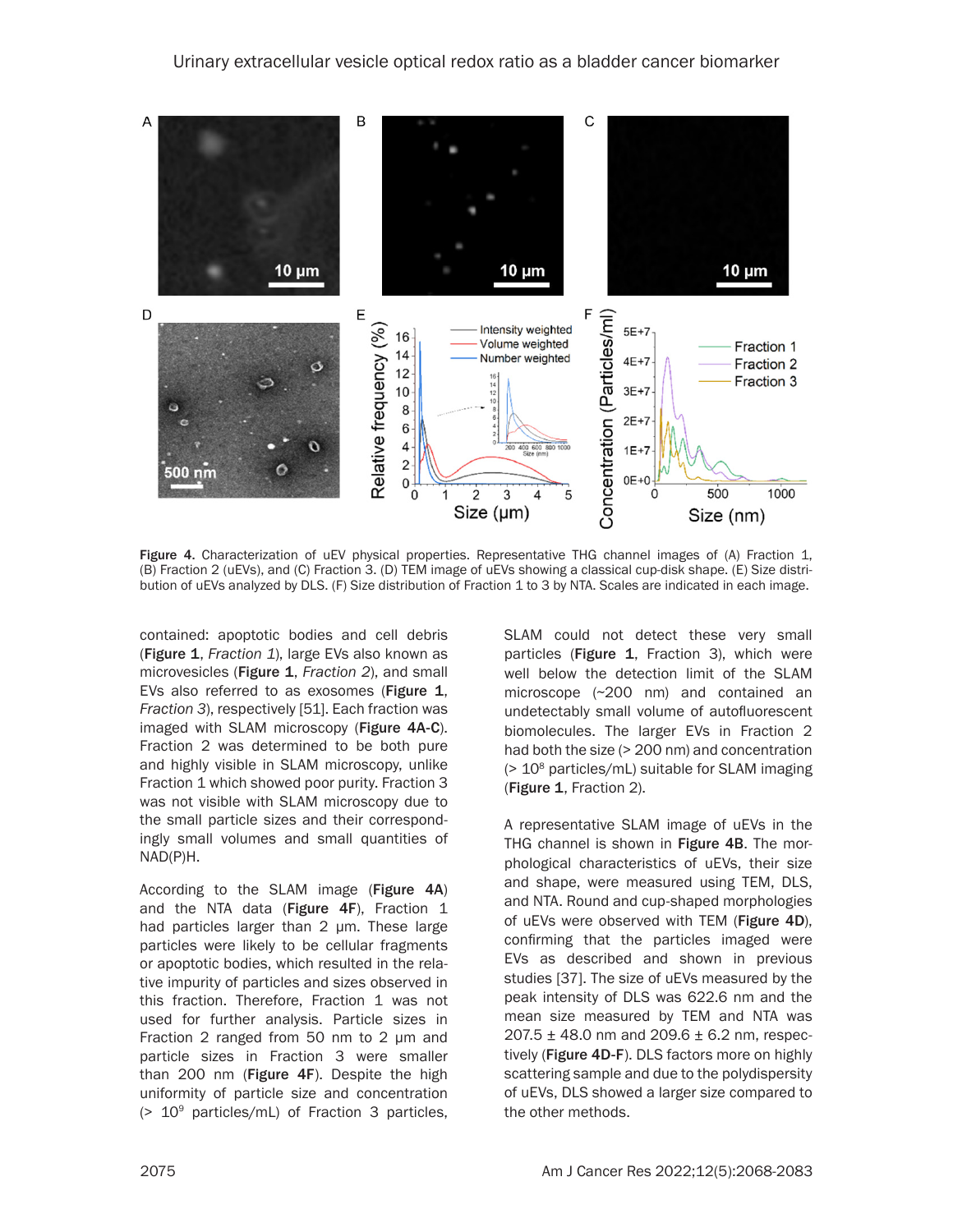A

10 μm

B

10 μm

C

10 μm

D

500 nm

E

Relative frequency (%)

Intensity weighted
Volume weighted
Number weighted

Size (μm)

F

Concentration (Particles/ml)

Fraction 1
Fraction 2
Fraction 3

Size (nm)

Figure 4. Characterization of uEV physical properties. Representative THG channel images of (A) Fraction 1, (B) Fraction 2 (uEVs), and (C) Fraction 3. (D) TEM image of uEVs showing a classical cup-disk shape. (E) Size distribution of uEVs analyzed by DLS. (F) Size distribution of Fraction 1 to 3 by NTA. Scales are indicated in each image.

contained: apoptotic bodies and cell debris (**Figure 1**, *Fraction 1*), large EVs also known as microvesicles (**Figure 1**, *Fraction 2*), and small EVs also referred to as exosomes (**Figure 1**, *Fraction 3*), respectively [51]. Each fraction was imaged with SLAM microscopy (**Figure 4A-C**). Fraction 2 was determined to be both pure and highly visible in SLAM microscopy, unlike Fraction 1 which showed poor purity. Fraction 3 was not visible with SLAM microscopy due to the small particle sizes and their correspondingly small volumes and small quantities of NAD(P)H.

According to the SLAM image (**Figure 4A**) and the NTA data (**Figure 4F**), Fraction 1 had particles larger than 2 μm. These large particles were likely to be cellular fragments or apoptotic bodies, which resulted in the relative impurity of particles and sizes observed in this fraction. Therefore, Fraction 1 was not used for further analysis. Particle sizes in Fraction 2 ranged from 50 nm to 2 μm and particle sizes in Fraction 3 were smaller than 200 nm (**Figure 4F**). Despite the high uniformity of particle size and concentration (> $10^9$ particles/mL) of Fraction 3 particles, SLAM could not detect these very small particles (**Figure 1**, Fraction 3), which were well below the detection limit of the SLAM microscope (~200 nm) and contained an undetectably small volume of autofluorescent biomolecules. The larger EVs in Fraction 2 had both the size (> 200 nm) and concentration (> $10^8$ particles/mL) suitable for SLAM imaging (**Figure 1**, Fraction 2).

A representative SLAM image of uEVs in the THG channel is shown in **Figure 4B**. The morphological characteristics of uEVs, their size and shape, were measured using TEM, DLS, and NTA. Round and cup-shaped morphologies of uEVs were observed with TEM (**Figure 4D**), confirming that the particles imaged were EVs as described and shown in previous studies [37]. The size of uEVs measured by the peak intensity of DLS was 622.6 nm and the mean size measured by TEM and NTA was 207.5 ± 48.0 nm and 209.6 ± 6.2 nm, respectively (**Figure 4D-F**). DLS factors more on highly scattering sample and due to the polydispersity of uEVs, DLS showed a larger size compared to the other methods.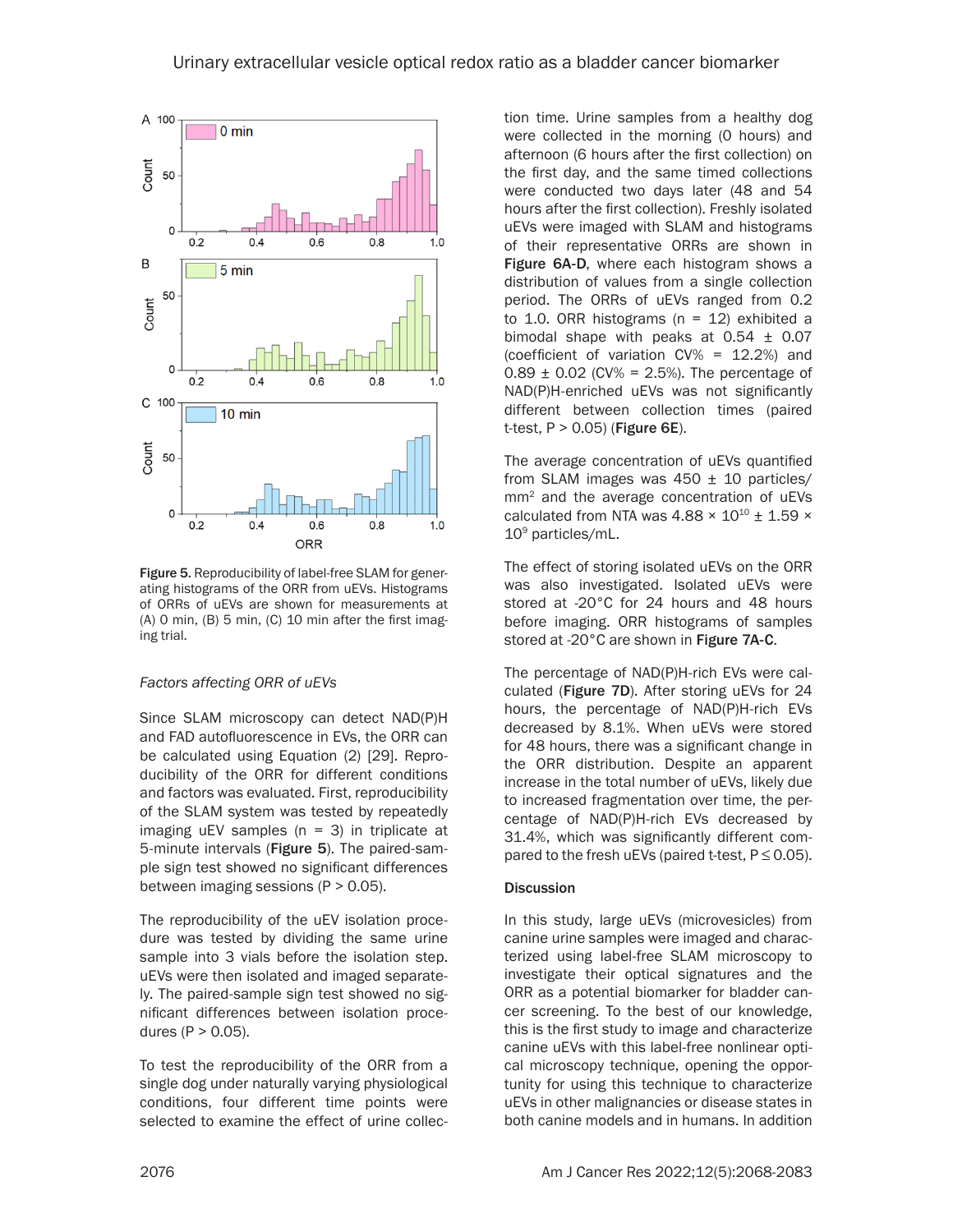A
0 min
Count
100
50
0
0.2
0.4
0.6
0.8
1.0

B
5 min
Count
50
0
0.2
0.4
0.6
0.8
1.0

C
10 min
Count
100
50
0
0.2
0.4
0.6
0.8
1.0
ORR

**Figure 5.** Reproducibility of label-free SLAM for generating histograms of the ORR from uEVs. Histograms of ORRs of uEVs are shown for measurements at (A) 0 min, (B) 5 min, (C) 10 min after the first imaging trial.

### *Factors affecting ORR of uEVs*

Since SLAM microscopy can detect NAD(P)H and FAD autofluorescence in EVs, the ORR can be calculated using Equation (2) [29]. Reproducibility of the ORR for different conditions and factors was evaluated. First, reproducibility of the SLAM system was tested by repeatedly imaging uEV samples (n = 3) in triplicate at 5-minute intervals (**Figure 5**). The paired-sample sign test showed no significant differences between imaging sessions (P > 0.05).

The reproducibility of the uEV isolation procedure was tested by dividing the same urine sample into 3 vials before the isolation step. uEVs were then isolated and imaged separately. The paired-sample sign test showed no significant differences between isolation procedures (P > 0.05).

To test the reproducibility of the ORR from a single dog under naturally varying physiological conditions, four different time points were selected to examine the effect of urine collection time. Urine samples from a healthy dog were collected in the morning (0 hours) and afternoon (6 hours after the first collection) on the first day, and the same timed collections were conducted two days later (48 and 54 hours after the first collection). Freshly isolated uEVs were imaged with SLAM and histograms of their representative ORRs are shown in **Figure 6A-D**, where each histogram shows a distribution of values from a single collection period. The ORRs of uEVs ranged from 0.2 to 1.0. ORR histograms (n = 12) exhibited a bimodal shape with peaks at 0.54 ± 0.07 (coefficient of variation CV% = 12.2%) and 0.89 ± 0.02 (CV% = 2.5%). The percentage of NAD(P)H-enriched uEVs was not significantly different between collection times (paired t-test, P > 0.05) (**Figure 6E**).

The average concentration of uEVs quantified from SLAM images was 450 ± 10 particles/mm$^2$ and the average concentration of uEVs calculated from NTA was $4.88 \times 10^{10} \pm 1.59 \times 10^{9}$ particles/mL.

The effect of storing isolated uEVs on the ORR was also investigated. Isolated uEVs were stored at -20°C for 24 hours and 48 hours before imaging. ORR histograms of samples stored at -20°C are shown in **Figure 7A-C**.

The percentage of NAD(P)H-rich EVs were calculated (**Figure 7D**). After storing uEVs for 24 hours, the percentage of NAD(P)H-rich EVs decreased by 8.1%. When uEVs were stored for 48 hours, there was a significant change in the ORR distribution. Despite an apparent increase in the total number of uEVs, likely due to increased fragmentation over time, the percentage of NAD(P)H-rich EVs decreased by 31.4%, which was significantly different compared to the fresh uEVs (paired t-test, P ≤ 0.05).

### Discussion

In this study, large uEVs (microvesicles) from canine urine samples were imaged and characterized using label-free SLAM microscopy to investigate their optical signatures and the ORR as a potential biomarker for bladder cancer screening. To the best of our knowledge, this is the first study to image and characterize canine uEVs with this label-free nonlinear optical microscopy technique, opening the opportunity for using this technique to characterize uEVs in other malignancies or disease states in both canine models and in humans. In addition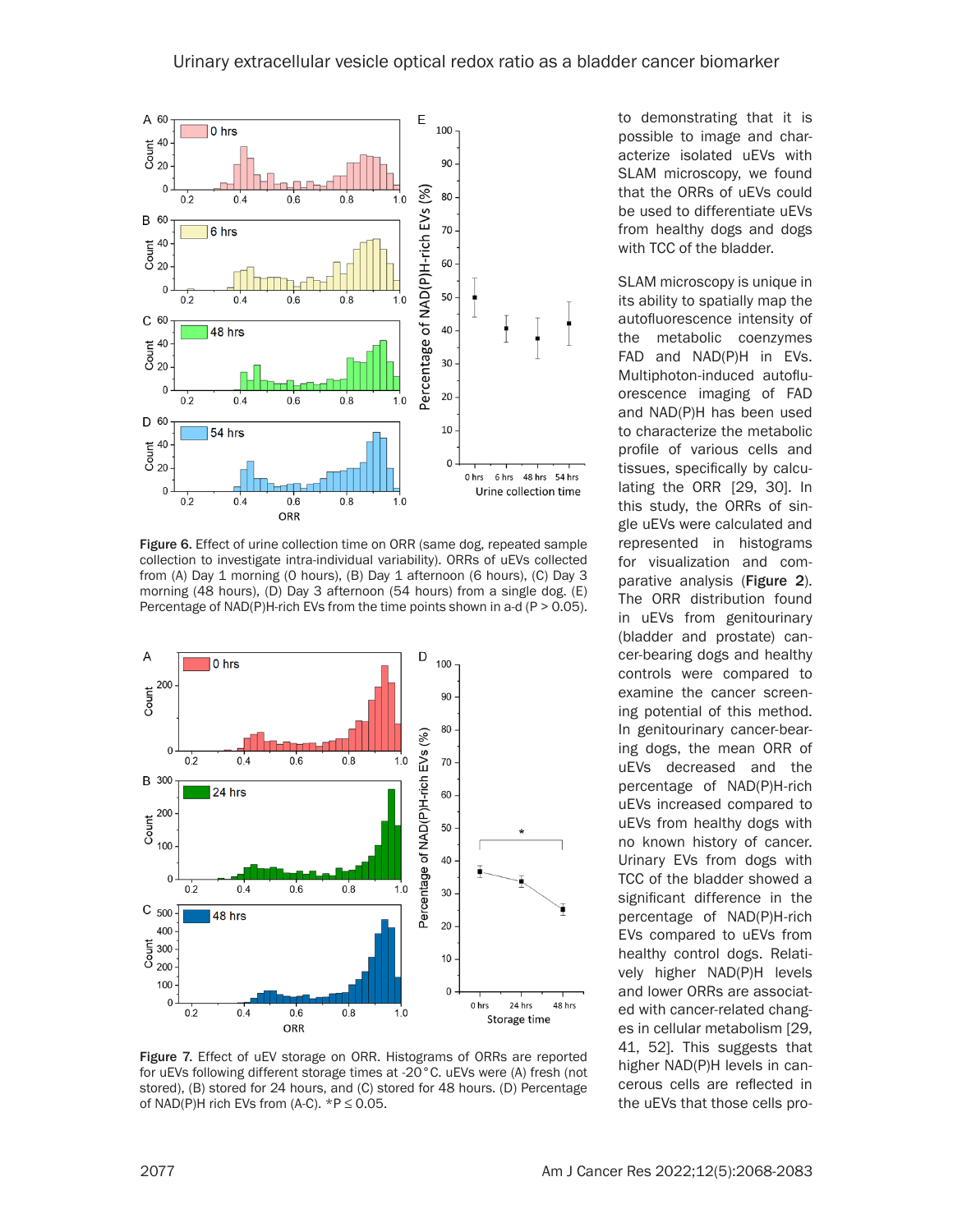A
0 hrs
Count
60
40
20
0
0.2 0.4 0.6 0.8 1.0

B
6 hrs
Count
60
40
20
0
0.2 0.4 0.6 0.8 1.0

C
48 hrs
Count
60
40
20
0
0.2 0.4 0.6 0.8 1.0

D
54 hrs
Count
60
40
20
0
0.2 0.4 0.6 0.8 1.0
ORR

E
Percentage of NAD(P)H-rich EVs (%)
100
90
80
70
60
50
40
30
20
10
0
0 hrs 6 hrs 48 hrs 54 hrs
Urine collection time

Figure 6. Effect of urine collection time on ORR (same dog, repeated sample collection to investigate intra-individual variability). ORRs of uEVs collected from (A) Day 1 morning (0 hours), (B) Day 1 afternoon (6 hours), (C) Day 3 morning (48 hours), (D) Day 3 afternoon (54 hours) from a single dog. (E) Percentage of NAD(P)H-rich EVs from the time points shown in a-d (P > 0.05).

A
0 hrs
Count
200
0
0.2 0.4 0.6 0.8 1.0

B
24 hrs
Count
300
200
100
0
0.2 0.4 0.6 0.8 1.0

C
48 hrs
Count
500
400
300
200
100
0
0.2 0.4 0.6 0.8 1.0
ORR

D
Percentage of NAD(P)H-rich EVs (%)
100
90
80
70
60
50
40
30
20
10
0
*
0 hrs 24 hrs 48 hrs
Storage time

Figure 7. Effect of uEV storage on ORR. Histograms of ORRs are reported for uEVs following different storage times at -20°C. uEVs were (A) fresh (not stored), (B) stored for 24 hours, and (C) stored for 48 hours. (D) Percentage of NAD(P)H rich EVs from (A-C). *P ≤ 0.05.

to demonstrating that it is possible to image and characterize isolated uEVs with SLAM microscopy, we found that the ORRs of uEVs could be used to differentiate uEVs from healthy dogs and dogs with TCC of the bladder.

SLAM microscopy is unique in its ability to spatially map the autofluorescence intensity of the metabolic coenzymes FAD and NAD(P)H in EVs. Multiphoton-induced autofluorescence imaging of FAD and NAD(P)H has been used to characterize the metabolic profile of various cells and tissues, specifically by calculating the ORR [29, 30]. In this study, the ORRs of single uEVs were calculated and represented in histograms for visualization and comparative analysis (**Figure 2**). The ORR distribution found in uEVs from genitourinary (bladder and prostate) cancer-bearing dogs and healthy controls were compared to examine the cancer screening potential of this method. In genitourinary cancer-bearing dogs, the mean ORR of uEVs decreased and the percentage of NAD(P)H-rich uEVs increased compared to uEVs from healthy dogs with no known history of cancer. Urinary EVs from dogs with TCC of the bladder showed a significant difference in the percentage of NAD(P)H-rich EVs compared to uEVs from healthy control dogs. Relatively higher NAD(P)H levels and lower ORRs are associated with cancer-related changes in cellular metabolism [29, 41, 52]. This suggests that higher NAD(P)H levels in cancerous cells are reflected in the uEVs that those cells pro-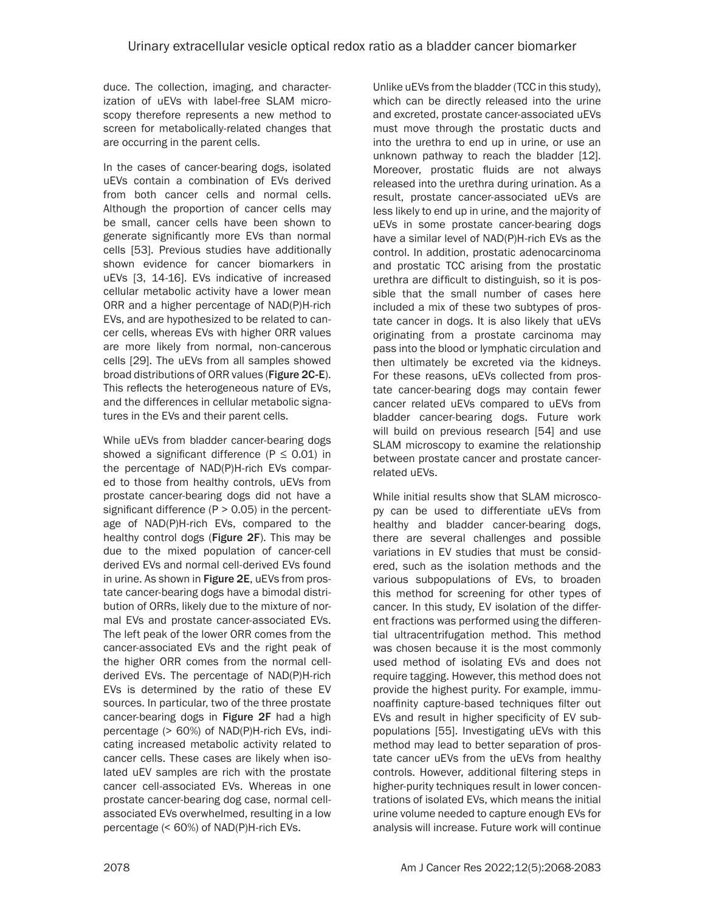duce. The collection, imaging, and characterization of uEVs with label-free SLAM microscopy therefore represents a new method to screen for metabolically-related changes that are occurring in the parent cells.

In the cases of cancer-bearing dogs, isolated uEVs contain a combination of EVs derived from both cancer cells and normal cells. Although the proportion of cancer cells may be small, cancer cells have been shown to generate significantly more EVs than normal cells [53]. Previous studies have additionally shown evidence for cancer biomarkers in uEVs [3, 14-16]. EVs indicative of increased cellular metabolic activity have a lower mean ORR and a higher percentage of NAD(P)H-rich EVs, and are hypothesized to be related to cancer cells, whereas EVs with higher ORR values are more likely from normal, non-cancerous cells [29]. The uEVs from all samples showed broad distributions of ORR values (**Figure 2C-E**). This reflects the heterogeneous nature of EVs, and the differences in cellular metabolic signatures in the EVs and their parent cells.

While uEVs from bladder cancer-bearing dogs showed a significant difference ($P \leq 0.01$) in the percentage of NAD(P)H-rich EVs compared to those from healthy controls, uEVs from prostate cancer-bearing dogs did not have a significant difference ($P > 0.05$) in the percentage of NAD(P)H-rich EVs, compared to the healthy control dogs (**Figure 2F**). This may be due to the mixed population of cancer-cell derived EVs and normal cell-derived EVs found in urine. As shown in **Figure 2E**, uEVs from prostate cancer-bearing dogs have a bimodal distribution of ORRs, likely due to the mixture of normal EVs and prostate cancer-associated EVs. The left peak of the lower ORR comes from the cancer-associated EVs and the right peak of the higher ORR comes from the normal cell-derived EVs. The percentage of NAD(P)H-rich EVs is determined by the ratio of these EV sources. In particular, two of the three prostate cancer-bearing dogs in **Figure 2F** had a high percentage (> 60%) of NAD(P)H-rich EVs, indicating increased metabolic activity related to cancer cells. These cases are likely when isolated uEV samples are rich with the prostate cancer cell-associated EVs. Whereas in one prostate cancer-bearing dog case, normal cell-associated EVs overwhelmed, resulting in a low percentage (< 60%) of NAD(P)H-rich EVs.

Unlike uEVs from the bladder (TCC in this study), which can be directly released into the urine and excreted, prostate cancer-associated uEVs must move through the prostatic ducts and into the urethra to end up in urine, or use an unknown pathway to reach the bladder [12]. Moreover, prostatic fluids are not always released into the urethra during urination. As a result, prostate cancer-associated uEVs are less likely to end up in urine, and the majority of uEVs in some prostate cancer-bearing dogs have a similar level of NAD(P)H-rich EVs as the control. In addition, prostatic adenocarcinoma and prostatic TCC arising from the prostatic urethra are difficult to distinguish, so it is possible that the small number of cases here included a mix of these two subtypes of prostate cancer in dogs. It is also likely that uEVs originating from a prostate carcinoma may pass into the blood or lymphatic circulation and then ultimately be excreted via the kidneys. For these reasons, uEVs collected from prostate cancer-bearing dogs may contain fewer cancer related uEVs compared to uEVs from bladder cancer-bearing dogs. Future work will build on previous research [54] and use SLAM microscopy to examine the relationship between prostate cancer and prostate cancer-related uEVs.

While initial results show that SLAM microscopy can be used to differentiate uEVs from healthy and bladder cancer-bearing dogs, there are several challenges and possible variations in EV studies that must be considered, such as the isolation methods and the various subpopulations of EVs, to broaden this method for screening for other types of cancer. In this study, EV isolation of the different fractions was performed using the differential ultracentrifugation method. This method was chosen because it is the most commonly used method of isolating EVs and does not require tagging. However, this method does not provide the highest purity. For example, immunoaffinity capture-based techniques filter out EVs and result in higher specificity of EV subpopulations [55]. Investigating uEVs with this method may lead to better separation of prostate cancer uEVs from the uEVs from healthy controls. However, additional filtering steps in higher-purity techniques result in lower concentrations of isolated EVs, which means the initial urine volume needed to capture enough EVs for analysis will increase. Future work will continue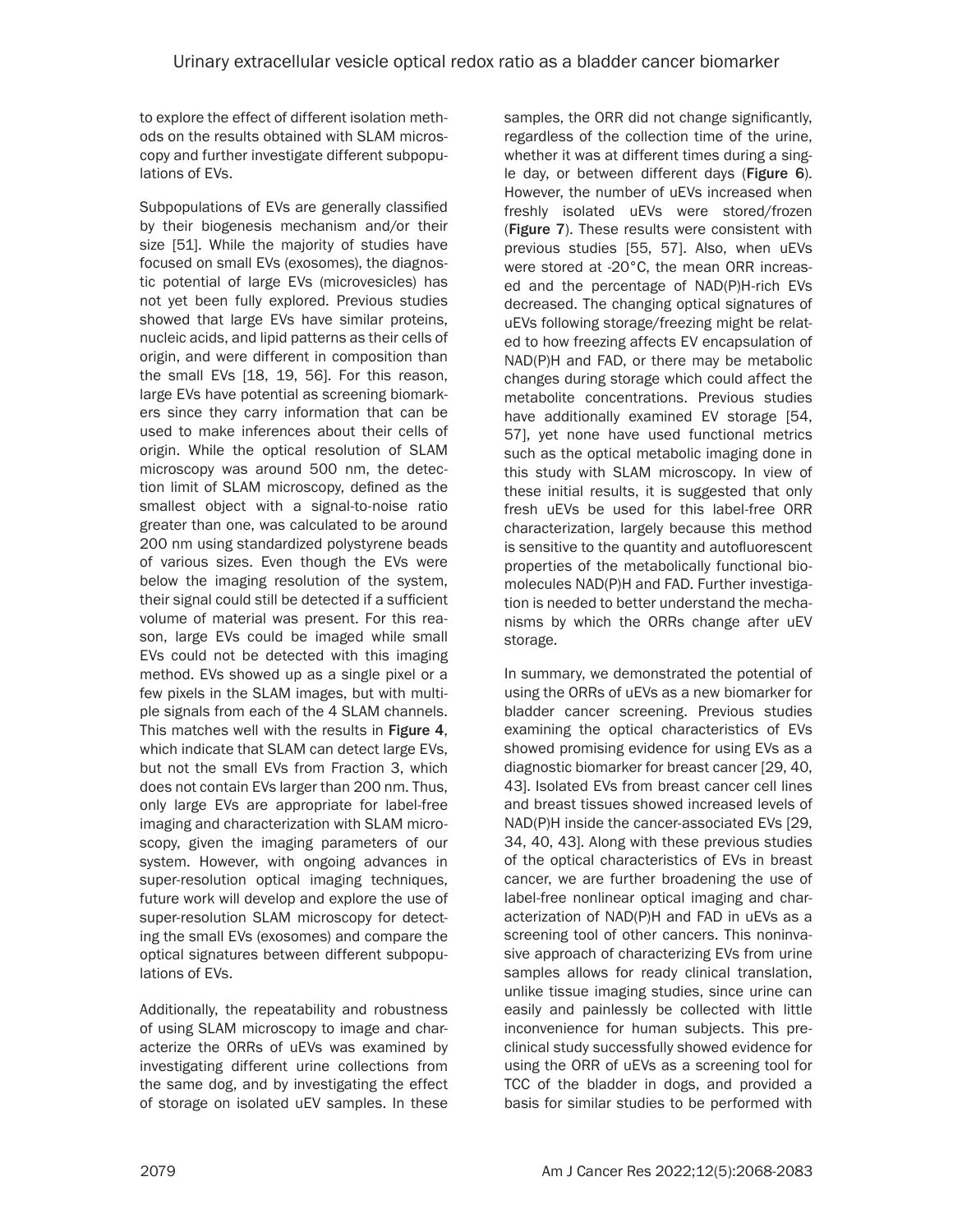to explore the effect of different isolation methods on the results obtained with SLAM microscopy and further investigate different subpopulations of EVs.

Subpopulations of EVs are generally classified by their biogenesis mechanism and/or their size [51]. While the majority of studies have focused on small EVs (exosomes), the diagnostic potential of large EVs (microvesicles) has not yet been fully explored. Previous studies showed that large EVs have similar proteins, nucleic acids, and lipid patterns as their cells of origin, and were different in composition than the small EVs [18, 19, 56]. For this reason, large EVs have potential as screening biomarkers since they carry information that can be used to make inferences about their cells of origin. While the optical resolution of SLAM microscopy was around 500 nm, the detection limit of SLAM microscopy, defined as the smallest object with a signal-to-noise ratio greater than one, was calculated to be around 200 nm using standardized polystyrene beads of various sizes. Even though the EVs were below the imaging resolution of the system, their signal could still be detected if a sufficient volume of material was present. For this reason, large EVs could be imaged while small EVs could not be detected with this imaging method. EVs showed up as a single pixel or a few pixels in the SLAM images, but with multiple signals from each of the 4 SLAM channels. This matches well with the results in **Figure 4**, which indicate that SLAM can detect large EVs, but not the small EVs from Fraction 3, which does not contain EVs larger than 200 nm. Thus, only large EVs are appropriate for label-free imaging and characterization with SLAM microscopy, given the imaging parameters of our system. However, with ongoing advances in super-resolution optical imaging techniques, future work will develop and explore the use of super-resolution SLAM microscopy for detecting the small EVs (exosomes) and compare the optical signatures between different subpopulations of EVs.

Additionally, the repeatability and robustness of using SLAM microscopy to image and characterize the ORRs of uEVs was examined by investigating different urine collections from the same dog, and by investigating the effect of storage on isolated uEV samples. In these samples, the ORR did not change significantly, regardless of the collection time of the urine, whether it was at different times during a single day, or between different days (**Figure 6**). However, the number of uEVs increased when freshly isolated uEVs were stored/frozen (**Figure 7**). These results were consistent with previous studies [55, 57]. Also, when uEVs were stored at -20°C, the mean ORR increased and the percentage of NAD(P)H-rich EVs decreased. The changing optical signatures of uEVs following storage/freezing might be related to how freezing affects EV encapsulation of NAD(P)H and FAD, or there may be metabolic changes during storage which could affect the metabolite concentrations. Previous studies have additionally examined EV storage [54, 57], yet none have used functional metrics such as the optical metabolic imaging done in this study with SLAM microscopy. In view of these initial results, it is suggested that only fresh uEVs be used for this label-free ORR characterization, largely because this method is sensitive to the quantity and autofluorescent properties of the metabolically functional biomolecules NAD(P)H and FAD. Further investigation is needed to better understand the mechanisms by which the ORRs change after uEV storage.

In summary, we demonstrated the potential of using the ORRs of uEVs as a new biomarker for bladder cancer screening. Previous studies examining the optical characteristics of EVs showed promising evidence for using EVs as a diagnostic biomarker for breast cancer [29, 40, 43]. Isolated EVs from breast cancer cell lines and breast tissues showed increased levels of NAD(P)H inside the cancer-associated EVs [29, 34, 40, 43]. Along with these previous studies of the optical characteristics of EVs in breast cancer, we are further broadening the use of label-free nonlinear optical imaging and characterization of NAD(P)H and FAD in uEVs as a screening tool of other cancers. This noninvasive approach of characterizing EVs from urine samples allows for ready clinical translation, unlike tissue imaging studies, since urine can easily and painlessly be collected with little inconvenience for human subjects. This preclinical study successfully showed evidence for using the ORR of uEVs as a screening tool for TCC of the bladder in dogs, and provided a basis for similar studies to be performed with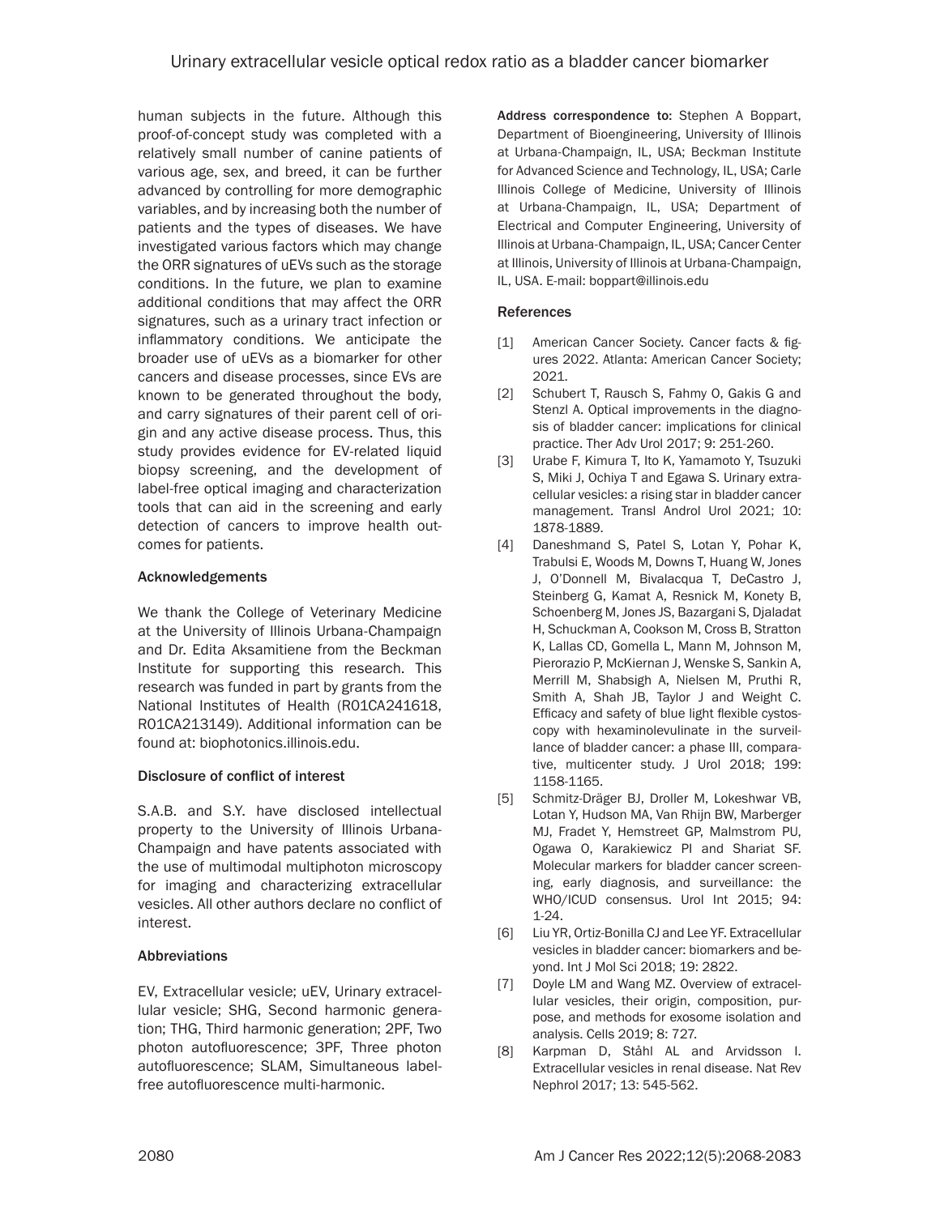human subjects in the future. Although this proof-of-concept study was completed with a relatively small number of canine patients of various age, sex, and breed, it can be further advanced by controlling for more demographic variables, and by increasing both the number of patients and the types of diseases. We have investigated various factors which may change the ORR signatures of uEVs such as the storage conditions. In the future, we plan to examine additional conditions that may affect the ORR signatures, such as a urinary tract infection or inflammatory conditions. We anticipate the broader use of uEVs as a biomarker for other cancers and disease processes, since EVs are known to be generated throughout the body, and carry signatures of their parent cell of origin and any active disease process. Thus, this study provides evidence for EV-related liquid biopsy screening, and the development of label-free optical imaging and characterization tools that can aid in the screening and early detection of cancers to improve health outcomes for patients.

## Acknowledgements

We thank the College of Veterinary Medicine at the University of Illinois Urbana-Champaign and Dr. Edita Aksamitiene from the Beckman Institute for supporting this research. This research was funded in part by grants from the National Institutes of Health (R01CA241618, R01CA213149). Additional information can be found at: biophotonics.illinois.edu.

## Disclosure of conflict of interest

S.A.B. and S.Y. have disclosed intellectual property to the University of Illinois Urbana-Champaign and have patents associated with the use of multimodal multiphoton microscopy for imaging and characterizing extracellular vesicles. All other authors declare no conflict of interest.

## Abbreviations

EV, Extracellular vesicle; uEV, Urinary extracellular vesicle; SHG, Second harmonic generation; THG, Third harmonic generation; 2PF, Two photon autofluorescence; 3PF, Three photon autofluorescence; SLAM, Simultaneous label-free autofluorescence multi-harmonic.

**Address correspondence to:** Stephen A Boppart, Department of Bioengineering, University of Illinois at Urbana-Champaign, IL, USA; Beckman Institute for Advanced Science and Technology, IL, USA; Carle Illinois College of Medicine, University of Illinois at Urbana-Champaign, IL, USA; Department of Electrical and Computer Engineering, University of Illinois at Urbana-Champaign, IL, USA; Cancer Center at Illinois, University of Illinois at Urbana-Champaign, IL, USA. E-mail: boppart@illinois.edu

## References

[1] American Cancer Society. Cancer facts & figures 2022. Atlanta: American Cancer Society; 2021.

[2] Schubert T, Rausch S, Fahmy O, Gakis G and Stenzl A. Optical improvements in the diagnosis of bladder cancer: implications for clinical practice. Ther Adv Urol 2017; 9: 251-260.

[3] Urabe F, Kimura T, Ito K, Yamamoto Y, Tsuzuki S, Miki J, Ochiya T and Egawa S. Urinary extracellular vesicles: a rising star in bladder cancer management. Transl Androl Urol 2021; 10: 1878-1889.

[4] Daneshmand S, Patel S, Lotan Y, Pohar K, Trabulsi E, Woods M, Downs T, Huang W, Jones J, O'Donnell M, Bivalacqua T, DeCastro J, Steinberg G, Kamat A, Resnick M, Konety B, Schoenberg M, Jones JS, Bazargani S, Djaladat H, Schuckman A, Cookson M, Cross B, Stratton K, Lallas CD, Gomella L, Mann M, Johnson M, Pierorazio P, McKiernan J, Wenske S, Sankin A, Merrill M, Shabsigh A, Nielsen M, Pruthi R, Smith A, Shah JB, Taylor J and Weight C. Efficacy and safety of blue light flexible cystoscopy with hexaminolevulinate in the surveillance of bladder cancer: a phase III, comparative, multicenter study. J Urol 2018; 199: 1158-1165.

[5] Schmitz-Dräger BJ, Droller M, Lokeshwar VB, Lotan Y, Hudson MA, Van Rhijn BW, Marberger MJ, Fradet Y, Hemstreet GP, Malmstrom PU, Ogawa O, Karakiewicz PI and Shariat SF. Molecular markers for bladder cancer screening, early diagnosis, and surveillance: the WHO/ICUD consensus. Urol Int 2015; 94: 1-24.

[6] Liu YR, Ortiz-Bonilla CJ and Lee YF. Extracellular vesicles in bladder cancer: biomarkers and beyond. Int J Mol Sci 2018; 19: 2822.

[7] Doyle LM and Wang MZ. Overview of extracellular vesicles, their origin, composition, purpose, and methods for exosome isolation and analysis. Cells 2019; 8: 727.

[8] Karpman D, Ståhl AL and Arvidsson I. Extracellular vesicles in renal disease. Nat Rev Nephrol 2017; 13: 545-562.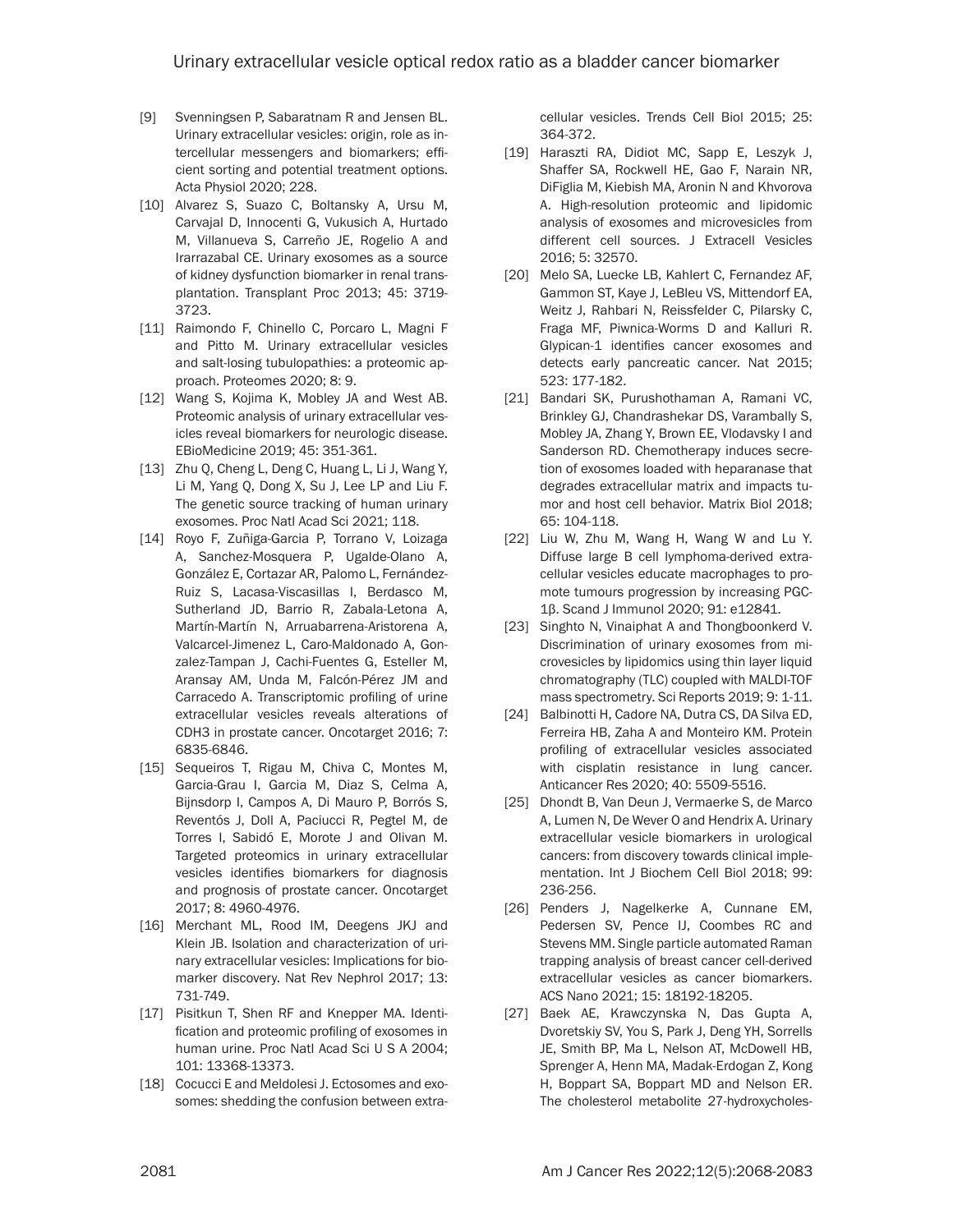[9] Svenningsen P, Sabaratnam R and Jensen BL. Urinary extracellular vesicles: origin, role as intercellular messengers and biomarkers; efficient sorting and potential treatment options. Acta Physiol 2020; 228.

[10] Alvarez S, Suazo C, Boltansky A, Ursu M, Carvajal D, Innocenti G, Vukusich A, Hurtado M, Villanueva S, Carreño JE, Rogelio A and Irarrazabal CE. Urinary exosomes as a source of kidney dysfunction biomarker in renal transplantation. Transplant Proc 2013; 45: 3719-3723.

[11] Raimondo F, Chinello C, Porcaro L, Magni F and Pitto M. Urinary extracellular vesicles and salt-losing tubulopathies: a proteomic approach. Proteomes 2020; 8: 9.

[12] Wang S, Kojima K, Mobley JA and West AB. Proteomic analysis of urinary extracellular vesicles reveal biomarkers for neurologic disease. EBioMedicine 2019; 45: 351-361.

[13] Zhu Q, Cheng L, Deng C, Huang L, Li J, Wang Y, Li M, Yang Q, Dong X, Su J, Lee LP and Liu F. The genetic source tracking of human urinary exosomes. Proc Natl Acad Sci 2021; 118.

[14] Royo F, Zuñiga-Garcia P, Torrano V, Loizaga A, Sanchez-Mosquera P, Ugalde-Olano A, González E, Cortazar AR, Palomo L, Fernández-Ruiz S, Lacasa-Viscasillas I, Berdasco M, Sutherland JD, Barrio R, Zabala-Letona A, Martín-Martín N, Arruabarrena-Aristorena A, Valcarcel-Jimenez L, Caro-Maldonado A, Gonzalez-Tampan J, Cachi-Fuentes G, Esteller M, Aransay AM, Unda M, Falcón-Pérez JM and Carracedo A. Transcriptomic profiling of urine extracellular vesicles reveals alterations of CDH3 in prostate cancer. Oncotarget 2016; 7: 6835-6846.

[15] Sequeiros T, Rigau M, Chiva C, Montes M, Garcia-Grau I, Garcia M, Diaz S, Celma A, Bijnsdorp I, Campos A, Di Mauro P, Borrós S, Reventós J, Doll A, Paciucci R, Pegtel M, de Torres I, Sabidó E, Morote J and Olivan M. Targeted proteomics in urinary extracellular vesicles identifies biomarkers for diagnosis and prognosis of prostate cancer. Oncotarget 2017; 8: 4960-4976.

[16] Merchant ML, Rood IM, Deegens JKJ and Klein JB. Isolation and characterization of urinary extracellular vesicles: Implications for biomarker discovery. Nat Rev Nephrol 2017; 13: 731-749.

[17] Pisitkun T, Shen RF and Knepper MA. Identification and proteomic profiling of exosomes in human urine. Proc Natl Acad Sci U S A 2004; 101: 13368-13373.

[18] Cocucci E and Meldolesi J. Ectosomes and exosomes: shedding the confusion between extracellular vesicles. Trends Cell Biol 2015; 25: 364-372.

[19] Haraszti RA, Didiot MC, Sapp E, Leszyk J, Shaffer SA, Rockwell HE, Gao F, Narain NR, DiFiglia M, Kiebish MA, Aronin N and Khvorova A. High-resolution proteomic and lipidomic analysis of exosomes and microvesicles from different cell sources. J Extracell Vesicles 2016; 5: 32570.

[20] Melo SA, Luecke LB, Kahlert C, Fernandez AF, Gammon ST, Kaye J, LeBleu VS, Mittendorf EA, Weitz J, Rahbari N, Reissfelder C, Pilarsky C, Fraga MF, Piwnica-Worms D and Kalluri R. Glypican-1 identifies cancer exosomes and detects early pancreatic cancer. Nat 2015; 523: 177-182.

[21] Bandari SK, Purushothaman A, Ramani VC, Brinkley GJ, Chandrashekar DS, Varambally S, Mobley JA, Zhang Y, Brown EE, Vlodavsky I and Sanderson RD. Chemotherapy induces secretion of exosomes loaded with heparanase that degrades extracellular matrix and impacts tumor and host cell behavior. Matrix Biol 2018; 65: 104-118.

[22] Liu W, Zhu M, Wang H, Wang W and Lu Y. Diffuse large B cell lymphoma-derived extracellular vesicles educate macrophages to promote tumours progression by increasing PGC-1β. Scand J Immunol 2020; 91: e12841.

[23] Singhto N, Vinaiphat A and Thongboonkerd V. Discrimination of urinary exosomes from microvesicles by lipidomics using thin layer liquid chromatography (TLC) coupled with MALDI-TOF mass spectrometry. Sci Reports 2019; 9: 1-11.

[24] Balbinotti H, Cadore NA, Dutra CS, DA Silva ED, Ferreira HB, Zaha A and Monteiro KM. Protein profiling of extracellular vesicles associated with cisplatin resistance in lung cancer. Anticancer Res 2020; 40: 5509-5516.

[25] Dhondt B, Van Deun J, Vermaerke S, de Marco A, Lumen N, De Wever O and Hendrix A. Urinary extracellular vesicle biomarkers in urological cancers: from discovery towards clinical implementation. Int J Biochem Cell Biol 2018; 99: 236-256.

[26] Penders J, Nagelkerke A, Cunnane EM, Pedersen SV, Pence IJ, Coombes RC and Stevens MM. Single particle automated Raman trapping analysis of breast cancer cell-derived extracellular vesicles as cancer biomarkers. ACS Nano 2021; 15: 18192-18205.

[27] Baek AE, Krawczynska N, Das Gupta A, Dvoretskiy SV, You S, Park J, Deng YH, Sorrells JE, Smith BP, Ma L, Nelson AT, McDowell HB, Sprenger A, Henn MA, Madak-Erdogan Z, Kong H, Boppart SA, Boppart MD and Nelson ER. The cholesterol metabolite 27-hydroxycholes-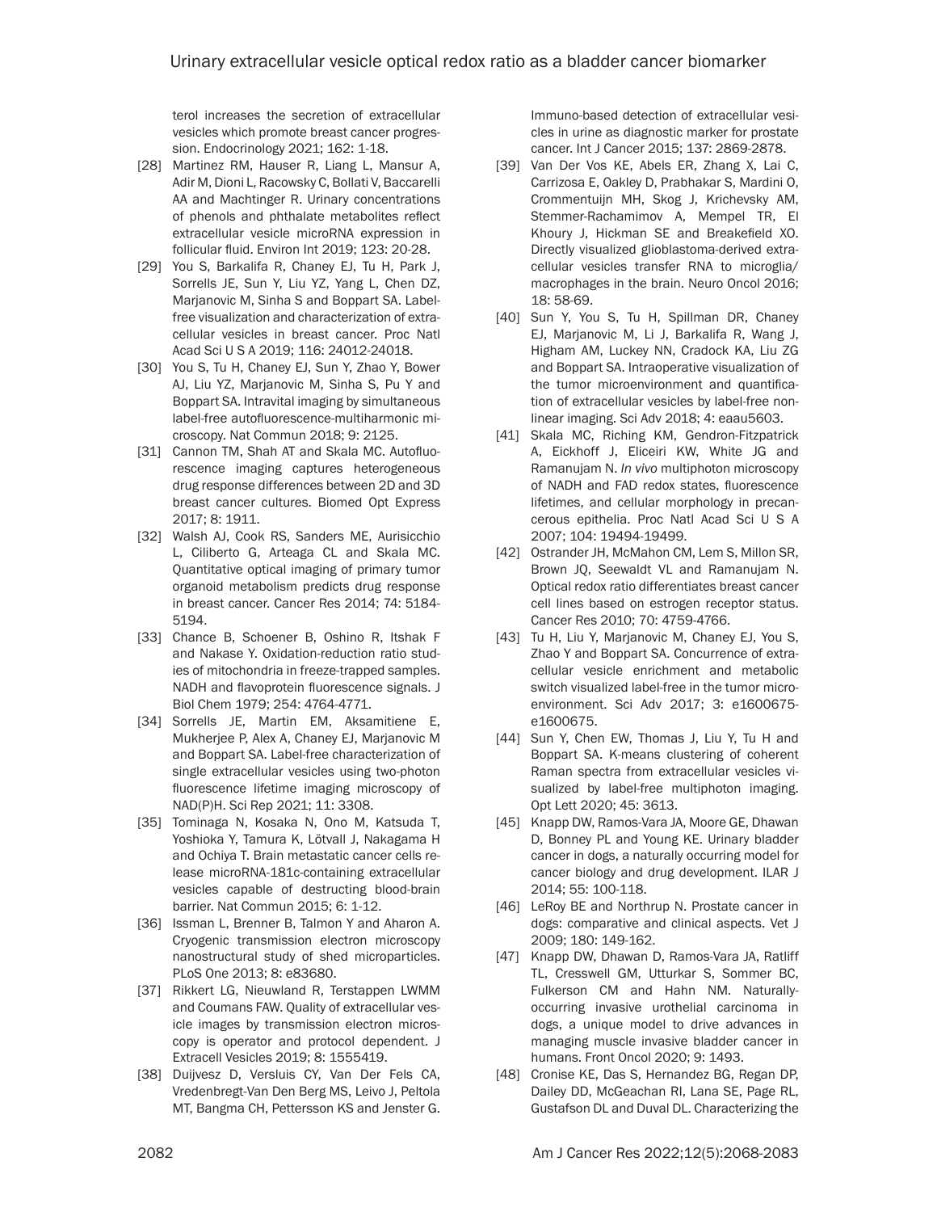terol increases the secretion of extracellular vesicles which promote breast cancer progression. Endocrinology 2021; 162: 1-18.

[28] Martinez RM, Hauser R, Liang L, Mansur A, Adir M, Dioni L, Racowsky C, Bollati V, Baccarelli AA and Machtinger R. Urinary concentrations of phenols and phthalate metabolites reflect extracellular vesicle microRNA expression in follicular fluid. Environ Int 2019; 123: 20-28.

[29] You S, Barkalifa R, Chaney EJ, Tu H, Park J, Sorrells JE, Sun Y, Liu YZ, Yang L, Chen DZ, Marjanovic M, Sinha S and Boppart SA. Label-free visualization and characterization of extracellular vesicles in breast cancer. Proc Natl Acad Sci U S A 2019; 116: 24012-24018.

[30] You S, Tu H, Chaney EJ, Sun Y, Zhao Y, Bower AJ, Liu YZ, Marjanovic M, Sinha S, Pu Y and Boppart SA. Intravital imaging by simultaneous label-free autofluorescence-multiharmonic microscopy. Nat Commun 2018; 9: 2125.

[31] Cannon TM, Shah AT and Skala MC. Autofluorescence imaging captures heterogeneous drug response differences between 2D and 3D breast cancer cultures. Biomed Opt Express 2017; 8: 1911.

[32] Walsh AJ, Cook RS, Sanders ME, Aurisicchio L, Ciliberto G, Arteaga CL and Skala MC. Quantitative optical imaging of primary tumor organoid metabolism predicts drug response in breast cancer. Cancer Res 2014; 74: 5184-5194.

[33] Chance B, Schoener B, Oshino R, Itshak F and Nakase Y. Oxidation-reduction ratio studies of mitochondria in freeze-trapped samples. NADH and flavoprotein fluorescence signals. J Biol Chem 1979; 254: 4764-4771.

[34] Sorrells JE, Martin EM, Aksamitiene E, Mukherjee P, Alex A, Chaney EJ, Marjanovic M and Boppart SA. Label-free characterization of single extracellular vesicles using two-photon fluorescence lifetime imaging microscopy of NAD(P)H. Sci Rep 2021; 11: 3308.

[35] Tominaga N, Kosaka N, Ono M, Katsuda T, Yoshioka Y, Tamura K, Lötvall J, Nakagama H and Ochiya T. Brain metastatic cancer cells release microRNA-181c-containing extracellular vesicles capable of destructing blood-brain barrier. Nat Commun 2015; 6: 1-12.

[36] Issman L, Brenner B, Talmon Y and Aharon A. Cryogenic transmission electron microscopy nanostructural study of shed microparticles. PLoS One 2013; 8: e83680.

[37] Rikkert LG, Nieuwland R, Terstappen LWMM and Coumans FAW. Quality of extracellular vesicle images by transmission electron microscopy is operator and protocol dependent. J Extracell Vesicles 2019; 8: 1555419.

[38] Duijvesz D, Versluis CY, Van Der Fels CA, Vredenbregt-Van Den Berg MS, Leivo J, Peltola MT, Bangma CH, Pettersson KS and Jenster G. Immuno-based detection of extracellular vesicles in urine as diagnostic marker for prostate cancer. Int J Cancer 2015; 137: 2869-2878.

[39] Van Der Vos KE, Abels ER, Zhang X, Lai C, Carrizosa E, Oakley D, Prabhakar S, Mardini O, Crommentuijn MH, Skog J, Krichevsky AM, Stemmer-Rachamimov A, Mempel TR, El Khoury J, Hickman SE and Breakefield XO. Directly visualized glioblastoma-derived extracellular vesicles transfer RNA to microglia/macrophages in the brain. Neuro Oncol 2016; 18: 58-69.

[40] Sun Y, You S, Tu H, Spillman DR, Chaney EJ, Marjanovic M, Li J, Barkalifa R, Wang J, Higham AM, Luckey NN, Cradock KA, Liu ZG and Boppart SA. Intraoperative visualization of the tumor microenvironment and quantification of extracellular vesicles by label-free nonlinear imaging. Sci Adv 2018; 4: eaau5603.

[41] Skala MC, Riching KM, Gendron-Fitzpatrick A, Eickhoff J, Eliceiri KW, White JG and Ramanujam N. *In vivo* multiphoton microscopy of NADH and FAD redox states, fluorescence lifetimes, and cellular morphology in precancerous epithelia. Proc Natl Acad Sci U S A 2007; 104: 19494-19499.

[42] Ostrander JH, McMahon CM, Lem S, Millon SR, Brown JQ, Seewaldt VL and Ramanujam N. Optical redox ratio differentiates breast cancer cell lines based on estrogen receptor status. Cancer Res 2010; 70: 4759-4766.

[43] Tu H, Liu Y, Marjanovic M, Chaney EJ, You S, Zhao Y and Boppart SA. Concurrence of extracellular vesicle enrichment and metabolic switch visualized label-free in the tumor microenvironment. Sci Adv 2017; 3: e1600675-e1600675.

[44] Sun Y, Chen EW, Thomas J, Liu Y, Tu H and Boppart SA. K-means clustering of coherent Raman spectra from extracellular vesicles visualized by label-free multiphoton imaging. Opt Lett 2020; 45: 3613.

[45] Knapp DW, Ramos-Vara JA, Moore GE, Dhawan D, Bonney PL and Young KE. Urinary bladder cancer in dogs, a naturally occurring model for cancer biology and drug development. ILAR J 2014; 55: 100-118.

[46] LeRoy BE and Northrup N. Prostate cancer in dogs: comparative and clinical aspects. Vet J 2009; 180: 149-162.

[47] Knapp DW, Dhawan D, Ramos-Vara JA, Ratliff TL, Cresswell GM, Utturkar S, Sommer BC, Fulkerson CM and Hahn NM. Naturally-occurring invasive urothelial carcinoma in dogs, a unique model to drive advances in managing muscle invasive bladder cancer in humans. Front Oncol 2020; 9: 1493.

[48] Cronise KE, Das S, Hernandez BG, Regan DP, Dailey DD, McGeachan RI, Lana SE, Page RL, Gustafson DL and Duval DL. Characterizing the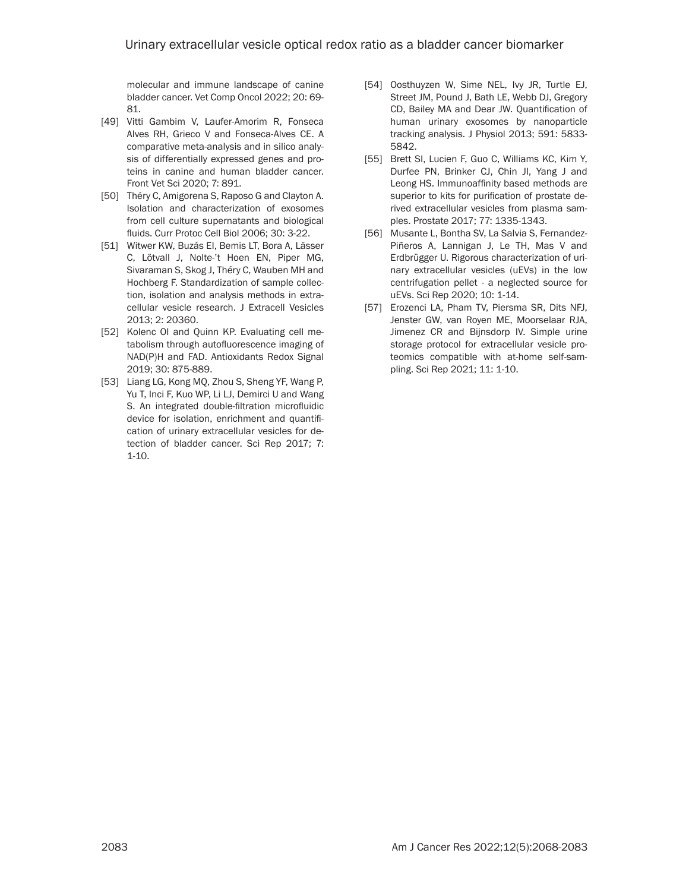molecular and immune landscape of canine bladder cancer. Vet Comp Oncol 2022; 20: 69-81.

[49] Vitti Gambim V, Laufer-Amorim R, Fonseca Alves RH, Grieco V and Fonseca-Alves CE. A comparative meta-analysis and in silico analysis of differentially expressed genes and proteins in canine and human bladder cancer. Front Vet Sci 2020; 7: 891.

[50] Théry C, Amigorena S, Raposo G and Clayton A. Isolation and characterization of exosomes from cell culture supernatants and biological fluids. Curr Protoc Cell Biol 2006; 30: 3-22.

[51] Witwer KW, Buzás EI, Bemis LT, Bora A, Lässer C, Lötvall J, Nolte-'t Hoen EN, Piper MG, Sivaraman S, Skog J, Théry C, Wauben MH and Hochberg F. Standardization of sample collection, isolation and analysis methods in extracellular vesicle research. J Extracell Vesicles 2013; 2: 20360.

[52] Kolenc OI and Quinn KP. Evaluating cell metabolism through autofluorescence imaging of NAD(P)H and FAD. Antioxidants Redox Signal 2019; 30: 875-889.

[53] Liang LG, Kong MQ, Zhou S, Sheng YF, Wang P, Yu T, Inci F, Kuo WP, Li LJ, Demirci U and Wang S. An integrated double-filtration microfluidic device for isolation, enrichment and quantification of urinary extracellular vesicles for detection of bladder cancer. Sci Rep 2017; 7: 1-10.

[54] Oosthuyzen W, Sime NEL, Ivy JR, Turtle EJ, Street JM, Pound J, Bath LE, Webb DJ, Gregory CD, Bailey MA and Dear JW. Quantification of human urinary exosomes by nanoparticle tracking analysis. J Physiol 2013; 591: 5833-5842.

[55] Brett SI, Lucien F, Guo C, Williams KC, Kim Y, Durfee PN, Brinker CJ, Chin JI, Yang J and Leong HS. Immunoaffinity based methods are superior to kits for purification of prostate derived extracellular vesicles from plasma samples. Prostate 2017; 77: 1335-1343.

[56] Musante L, Bontha SV, La Salvia S, Fernandez-Piñeros A, Lannigan J, Le TH, Mas V and Erdbrügger U. Rigorous characterization of urinary extracellular vesicles (uEVs) in the low centrifugation pellet - a neglected source for uEVs. Sci Rep 2020; 10: 1-14.

[57] Erozenci LA, Pham TV, Piersma SR, Dits NFJ, Jenster GW, van Royen ME, Moorselaar RJA, Jimenez CR and Bijnsdorp IV. Simple urine storage protocol for extracellular vesicle proteomics compatible with at-home self-sampling. Sci Rep 2021; 11: 1-10.